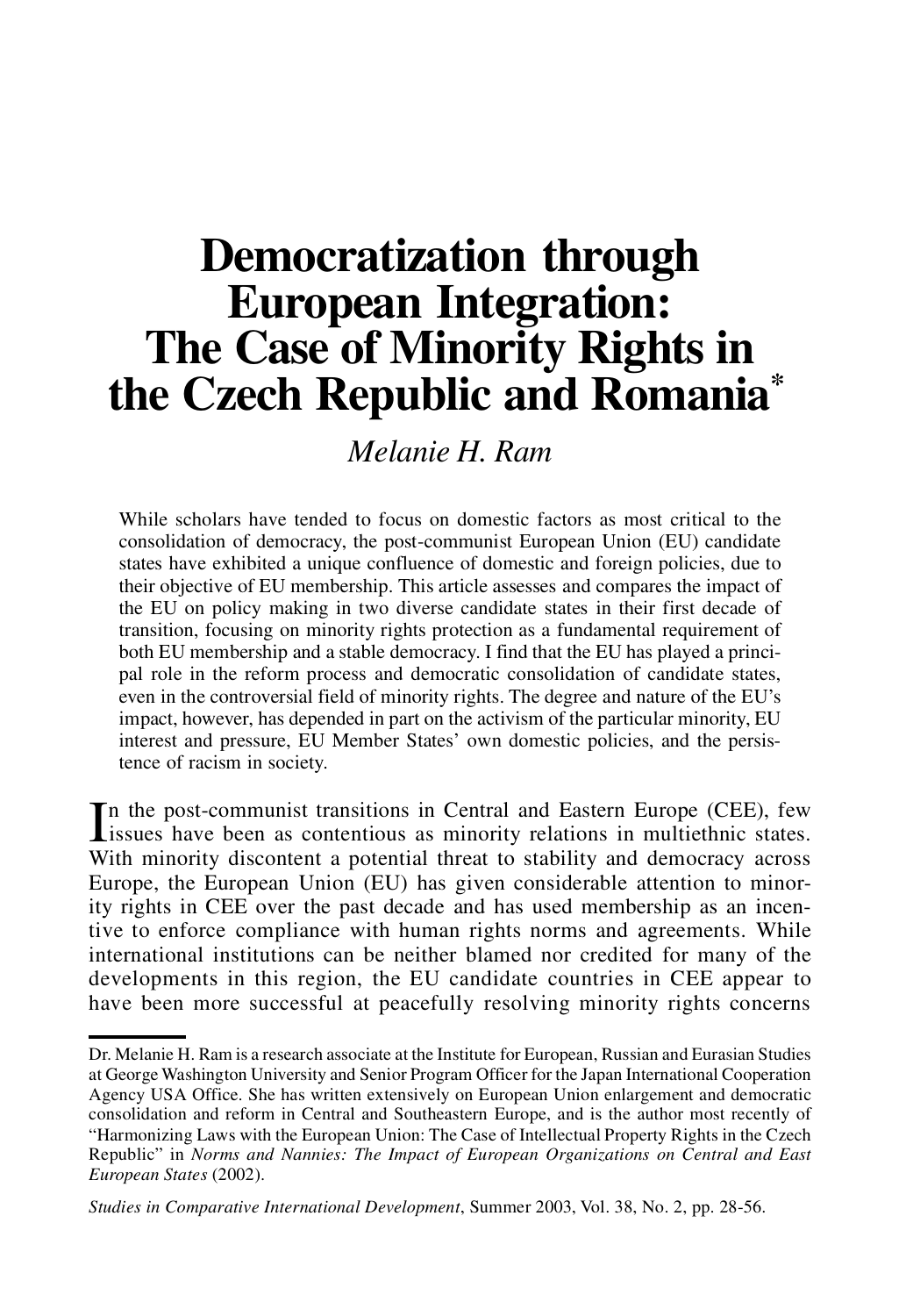# Democratization through European Integration: The Case of Minority Rights in the Czech Republic and Romania*

*Melanie H. Ram*

While scholars have tended to focus on domestic factors as most critical to the consolidation of democracy, the post-communist European Union (EU) candidate states have exhibited a unique confluence of domestic and foreign policies, due to their objective of EU membership. This article assesses and compares the impact of the EU on policy making in two diverse candidate states in their first decade of transition, focusing on minority rights protection as a fundamental requirement of both EU membership and a stable democracy. I find that the EU has played a principal role in the reform process and democratic consolidation of candidate states, even in the controversial field of minority rights. The degree and nature of the EU's impact, however, has depended in part on the activism of the particular minority, EU interest and pressure, EU Member States' own domestic policies, and the persistence of racism in society.

In the post-communist transitions in Central and Eastern Europe (CEE), few issues have been as contentious as minority relations in multiethnic states. With minority discontent a potential threat to stability and democracy across Europe, the European Union (EU) has given considerable attention to minority rights in CEE over the past decade and has used membership as an incentive to enforce compliance with human rights norms and agreements. While international institutions can be neither blamed nor credited for many of the developments in this region, the EU candidate countries in CEE appear to have been more successful at peacefully resolving minority rights concerns

---

Dr. Melanie H. Ram is a research associate at the Institute for European, Russian and Eurasian Studies at George Washington University and Senior Program Officer for the Japan International Cooperation Agency USA Office. She has written extensively on European Union enlargement and democratic consolidation and reform in Central and Southeastern Europe, and is the author most recently of "Harmonizing Laws with the European Union: The Case of Intellectual Property Rights in the Czech Republic" in *Norms and Nannies: The Impact of European Organizations on Central and East European States* (2002).

*Studies in Comparative International Development*, Summer 2003, Vol. 38, No. 2, pp. 28-56.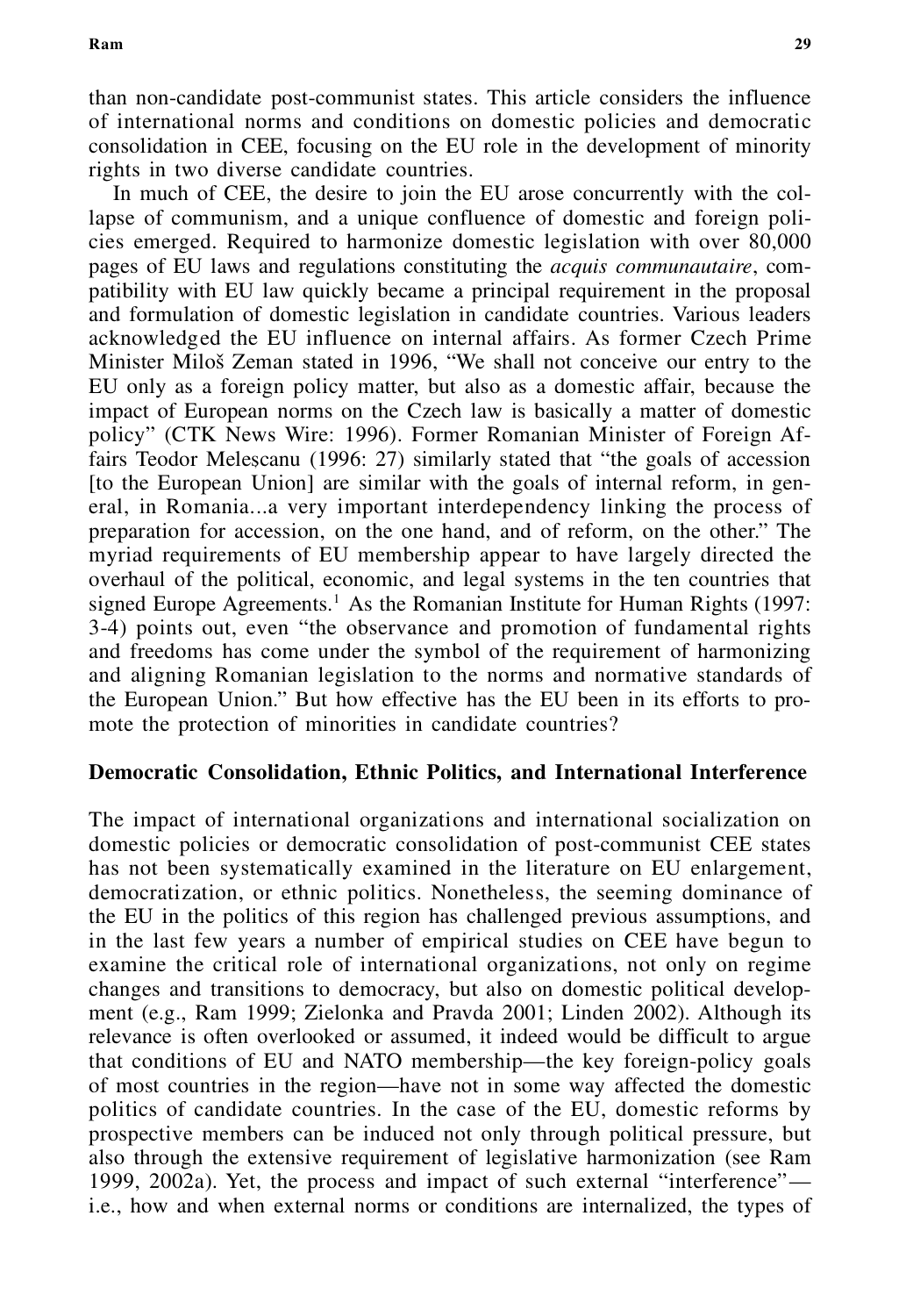than non-candidate post-communist states. This article considers the influence of international norms and conditions on domestic policies and democratic consolidation in CEE, focusing on the EU role in the development of minority rights in two diverse candidate countries.

In much of CEE, the desire to join the EU arose concurrently with the collapse of communism, and a unique confluence of domestic and foreign policies emerged. Required to harmonize domestic legislation with over 80,000 pages of EU laws and regulations constituting the *acquis communautaire*, compatibility with EU law quickly became a principal requirement in the proposal and formulation of domestic legislation in candidate countries. Various leaders acknowledged the EU influence on internal affairs. As former Czech Prime Minister Miloš Zeman stated in 1996, "We shall not conceive our entry to the EU only as a foreign policy matter, but also as a domestic affair, because the impact of European norms on the Czech law is basically a matter of domestic policy" (CTK News Wire: 1996). Former Romanian Minister of Foreign Affairs Teodor Meleşcanu (1996: 27) similarly stated that "the goals of accession [to the European Union] are similar with the goals of internal reform, in general, in Romania...a very important interdependency linking the process of preparation for accession, on the one hand, and of reform, on the other." The myriad requirements of EU membership appear to have largely directed the overhaul of the political, economic, and legal systems in the ten countries that signed Europe Agreements.[1] As the Romanian Institute for Human Rights (1997: 3-4) points out, even "the observance and promotion of fundamental rights and freedoms has come under the symbol of the requirement of harmonizing and aligning Romanian legislation to the norms and normative standards of the European Union." But how effective has the EU been in its efforts to promote the protection of minorities in candidate countries?

## Democratic Consolidation, Ethnic Politics, and International Interference

The impact of international organizations and international socialization on domestic policies or democratic consolidation of post-communist CEE states has not been systematically examined in the literature on EU enlargement, democratization, or ethnic politics. Nonetheless, the seeming dominance of the EU in the politics of this region has challenged previous assumptions, and in the last few years a number of empirical studies on CEE have begun to examine the critical role of international organizations, not only on regime changes and transitions to democracy, but also on domestic political development (e.g., Ram 1999; Zielonka and Pravda 2001; Linden 2002). Although its relevance is often overlooked or assumed, it indeed would be difficult to argue that conditions of EU and NATO membership—the key foreign-policy goals of most countries in the region—have not in some way affected the domestic politics of candidate countries. In the case of the EU, domestic reforms by prospective members can be induced not only through political pressure, but also through the extensive requirement of legislative harmonization (see Ram 1999, 2002a). Yet, the process and impact of such external "interference"—i.e., how and when external norms or conditions are internalized, the types of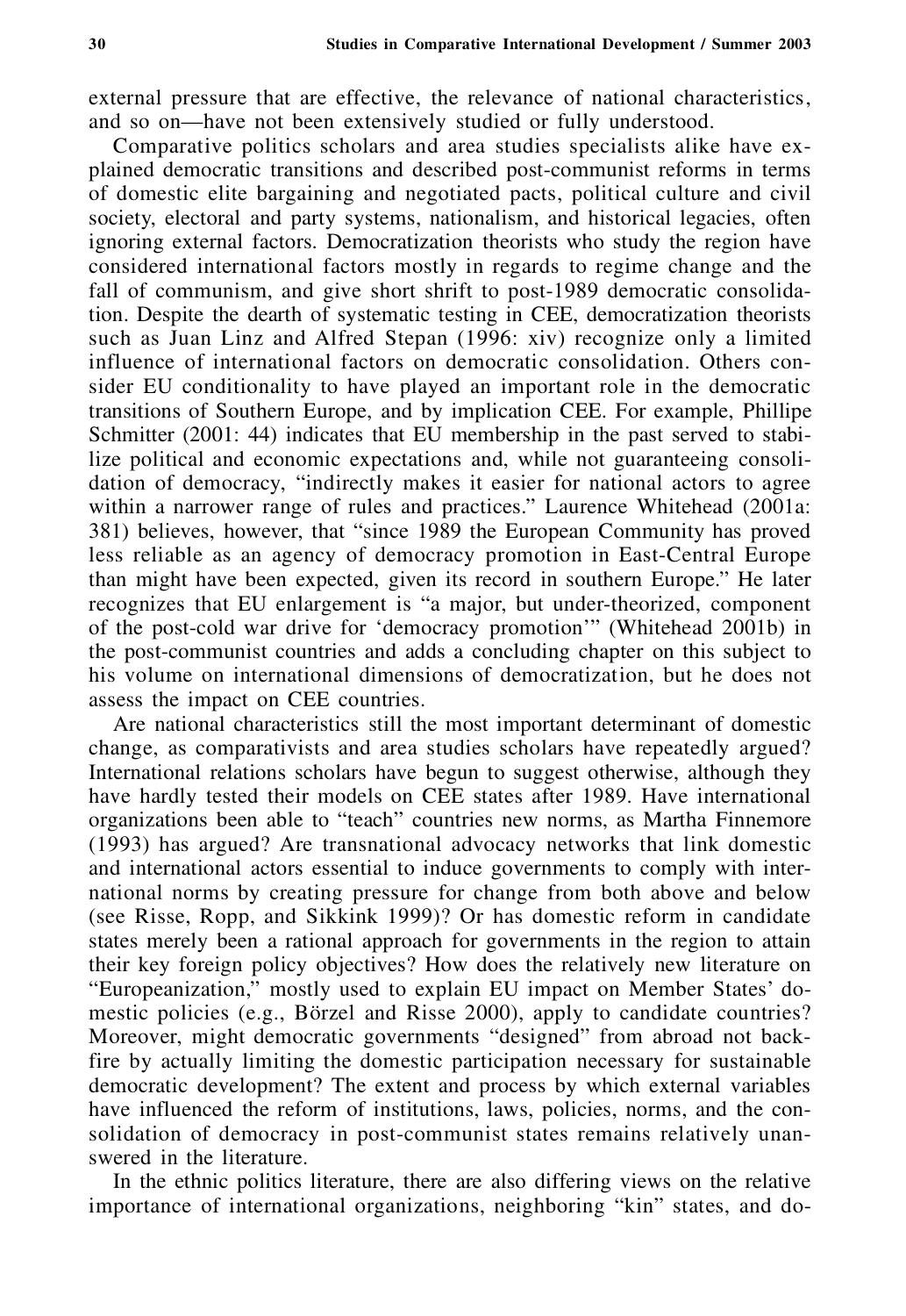external pressure that are effective, the relevance of national characteristics, and so on—have not been extensively studied or fully understood.

Comparative politics scholars and area studies specialists alike have explained democratic transitions and described post-communist reforms in terms of domestic elite bargaining and negotiated pacts, political culture and civil society, electoral and party systems, nationalism, and historical legacies, often ignoring external factors. Democratization theorists who study the region have considered international factors mostly in regards to regime change and the fall of communism, and give short shrift to post-1989 democratic consolidation. Despite the dearth of systematic testing in CEE, democratization theorists such as Juan Linz and Alfred Stepan (1996: xiv) recognize only a limited influence of international factors on democratic consolidation. Others consider EU conditionality to have played an important role in the democratic transitions of Southern Europe, and by implication CEE. For example, Phillipe Schmitter (2001: 44) indicates that EU membership in the past served to stabilize political and economic expectations and, while not guaranteeing consolidation of democracy, "indirectly makes it easier for national actors to agree within a narrower range of rules and practices." Laurence Whitehead (2001a: 381) believes, however, that "since 1989 the European Community has proved less reliable as an agency of democracy promotion in East-Central Europe than might have been expected, given its record in southern Europe." He later recognizes that EU enlargement is "a major, but under-theorized, component of the post-cold war drive for 'democracy promotion'" (Whitehead 2001b) in the post-communist countries and adds a concluding chapter on this subject to his volume on international dimensions of democratization, but he does not assess the impact on CEE countries.

Are national characteristics still the most important determinant of domestic change, as comparativists and area studies scholars have repeatedly argued? International relations scholars have begun to suggest otherwise, although they have hardly tested their models on CEE states after 1989. Have international organizations been able to "teach" countries new norms, as Martha Finnemore (1993) has argued? Are transnational advocacy networks that link domestic and international actors essential to induce governments to comply with international norms by creating pressure for change from both above and below (see Risse, Ropp, and Sikkink 1999)? Or has domestic reform in candidate states merely been a rational approach for governments in the region to attain their key foreign policy objectives? How does the relatively new literature on "Europeanization," mostly used to explain EU impact on Member States' domestic policies (e.g., Börzel and Risse 2000), apply to candidate countries? Moreover, might democratic governments "designed" from abroad not backfire by actually limiting the domestic participation necessary for sustainable democratic development? The extent and process by which external variables have influenced the reform of institutions, laws, policies, norms, and the consolidation of democracy in post-communist states remains relatively unanswered in the literature.

In the ethnic politics literature, there are also differing views on the relative importance of international organizations, neighboring "kin" states, and do-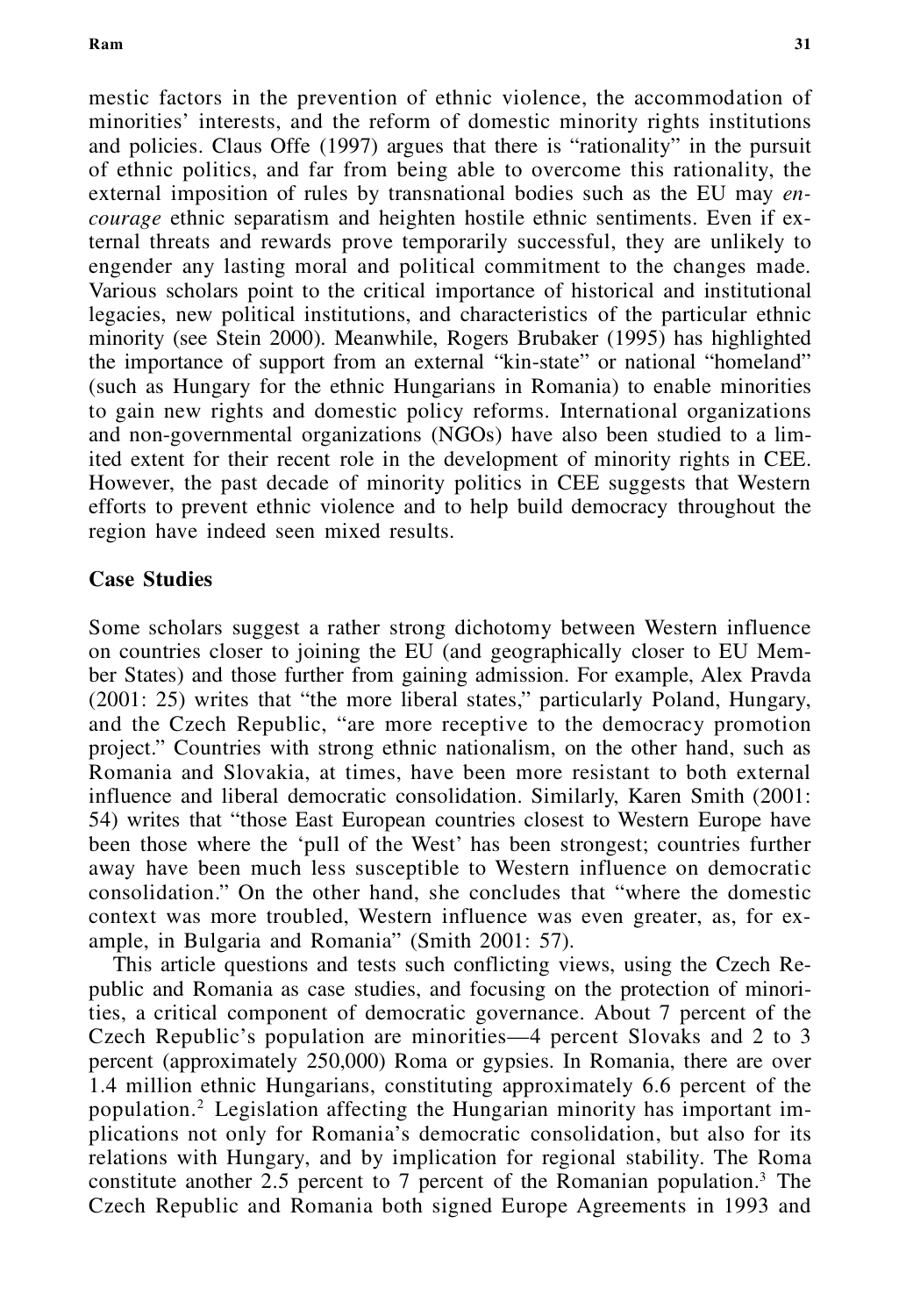mestic factors in the prevention of ethnic violence, the accommodation of minorities' interests, and the reform of domestic minority rights institutions and policies. Claus Offe (1997) argues that there is "rationality" in the pursuit of ethnic politics, and far from being able to overcome this rationality, the external imposition of rules by transnational bodies such as the EU may *encourage* ethnic separatism and heighten hostile ethnic sentiments. Even if external threats and rewards prove temporarily successful, they are unlikely to engender any lasting moral and political commitment to the changes made. Various scholars point to the critical importance of historical and institutional legacies, new political institutions, and characteristics of the particular ethnic minority (see Stein 2000). Meanwhile, Rogers Brubaker (1995) has highlighted the importance of support from an external "kin-state" or national "homeland" (such as Hungary for the ethnic Hungarians in Romania) to enable minorities to gain new rights and domestic policy reforms. International organizations and non-governmental organizations (NGOs) have also been studied to a limited extent for their recent role in the development of minority rights in CEE. However, the past decade of minority politics in CEE suggests that Western efforts to prevent ethnic violence and to help build democracy throughout the region have indeed seen mixed results.

## Case Studies

Some scholars suggest a rather strong dichotomy between Western influence on countries closer to joining the EU (and geographically closer to EU Member States) and those further from gaining admission. For example, Alex Pravda (2001: 25) writes that "the more liberal states," particularly Poland, Hungary, and the Czech Republic, "are more receptive to the democracy promotion project." Countries with strong ethnic nationalism, on the other hand, such as Romania and Slovakia, at times, have been more resistant to both external influence and liberal democratic consolidation. Similarly, Karen Smith (2001: 54) writes that "those East European countries closest to Western Europe have been those where the 'pull of the West' has been strongest; countries further away have been much less susceptible to Western influence on democratic consolidation." On the other hand, she concludes that "where the domestic context was more troubled, Western influence was even greater, as, for example, in Bulgaria and Romania" (Smith 2001: 57).

This article questions and tests such conflicting views, using the Czech Republic and Romania as case studies, and focusing on the protection of minorities, a critical component of democratic governance. About 7 percent of the Czech Republic's population are minorities—4 percent Slovaks and 2 to 3 percent (approximately 250,000) Roma or gypsies. In Romania, there are over 1.4 million ethnic Hungarians, constituting approximately 6.6 percent of the population.[2] Legislation affecting the Hungarian minority has important implications not only for Romania's democratic consolidation, but also for its relations with Hungary, and by implication for regional stability. The Roma constitute another 2.5 percent to 7 percent of the Romanian population.[3] The Czech Republic and Romania both signed Europe Agreements in 1993 and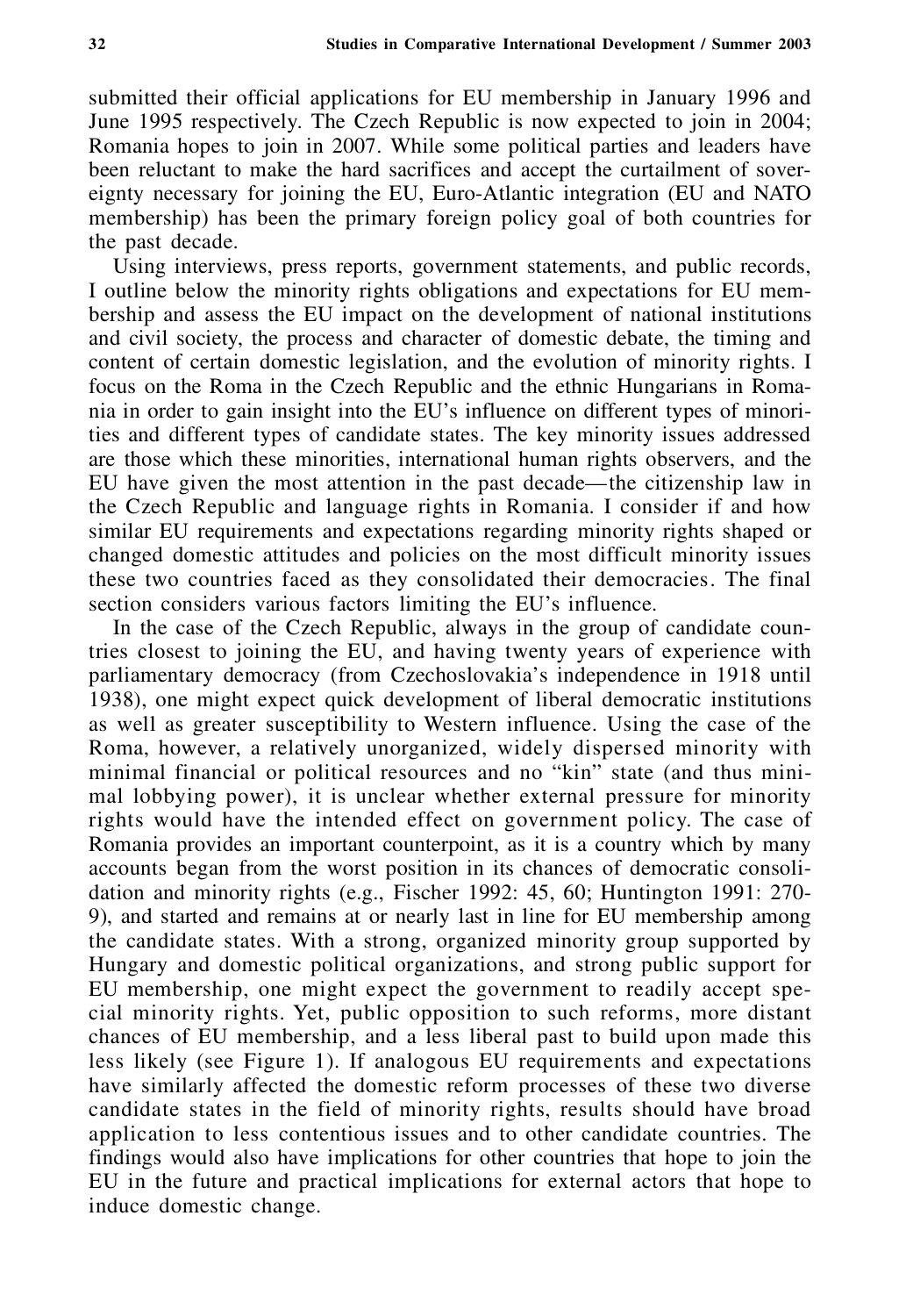submitted their official applications for EU membership in January 1996 and June 1995 respectively. The Czech Republic is now expected to join in 2004; Romania hopes to join in 2007. While some political parties and leaders have been reluctant to make the hard sacrifices and accept the curtailment of sovereignty necessary for joining the EU, Euro-Atlantic integration (EU and NATO membership) has been the primary foreign policy goal of both countries for the past decade.

Using interviews, press reports, government statements, and public records, I outline below the minority rights obligations and expectations for EU membership and assess the EU impact on the development of national institutions and civil society, the process and character of domestic debate, the timing and content of certain domestic legislation, and the evolution of minority rights. I focus on the Roma in the Czech Republic and the ethnic Hungarians in Romania in order to gain insight into the EU's influence on different types of minorities and different types of candidate states. The key minority issues addressed are those which these minorities, international human rights observers, and the EU have given the most attention in the past decade—the citizenship law in the Czech Republic and language rights in Romania. I consider if and how similar EU requirements and expectations regarding minority rights shaped or changed domestic attitudes and policies on the most difficult minority issues these two countries faced as they consolidated their democracies. The final section considers various factors limiting the EU's influence.

In the case of the Czech Republic, always in the group of candidate countries closest to joining the EU, and having twenty years of experience with parliamentary democracy (from Czechoslovakia's independence in 1918 until 1938), one might expect quick development of liberal democratic institutions as well as greater susceptibility to Western influence. Using the case of the Roma, however, a relatively unorganized, widely dispersed minority with minimal financial or political resources and no "kin" state (and thus minimal lobbying power), it is unclear whether external pressure for minority rights would have the intended effect on government policy. The case of Romania provides an important counterpoint, as it is a country which by many accounts began from the worst position in its chances of democratic consolidation and minority rights (e.g., Fischer 1992: 45, 60; Huntington 1991: 270-9), and started and remains at or nearly last in line for EU membership among the candidate states. With a strong, organized minority group supported by Hungary and domestic political organizations, and strong public support for EU membership, one might expect the government to readily accept special minority rights. Yet, public opposition to such reforms, more distant chances of EU membership, and a less liberal past to build upon made this less likely (see Figure 1). If analogous EU requirements and expectations have similarly affected the domestic reform processes of these two diverse candidate states in the field of minority rights, results should have broad application to less contentious issues and to other candidate countries. The findings would also have implications for other countries that hope to join the EU in the future and practical implications for external actors that hope to induce domestic change.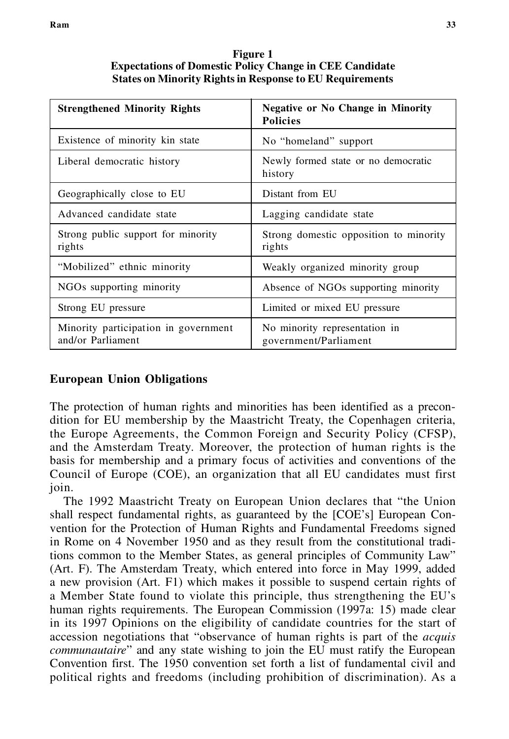**Figure 1**
**Expectations of Domestic Policy Change in CEE Candidate States on Minority Rights in Response to EU Requirements**

| Strengthened Minority Rights | Negative or No Change in Minority Policies |
|---|---|
| Existence of minority kin state | No "homeland" support |
| Liberal democratic history | Newly formed state or no democratic history |
| Geographically close to EU | Distant from EU |
| Advanced candidate state | Lagging candidate state |
| Strong public support for minority rights | Strong domestic opposition to minority rights |
| "Mobilized" ethnic minority | Weakly organized minority group |
| NGOs supporting minority | Absence of NGOs supporting minority |
| Strong EU pressure | Limited or mixed EU pressure |
| Minority participation in government and/or Parliament | No minority representation in government/Parliament |

## European Union Obligations

The protection of human rights and minorities has been identified as a precondition for EU membership by the Maastricht Treaty, the Copenhagen criteria, the Europe Agreements, the Common Foreign and Security Policy (CFSP), and the Amsterdam Treaty. Moreover, the protection of human rights is the basis for membership and a primary focus of activities and conventions of the Council of Europe (COE), an organization that all EU candidates must first join.

The 1992 Maastricht Treaty on European Union declares that "the Union shall respect fundamental rights, as guaranteed by the [COE's] European Convention for the Protection of Human Rights and Fundamental Freedoms signed in Rome on 4 November 1950 and as they result from the constitutional traditions common to the Member States, as general principles of Community Law" (Art. F). The Amsterdam Treaty, which entered into force in May 1999, added a new provision (Art. F1) which makes it possible to suspend certain rights of a Member State found to violate this principle, thus strengthening the EU's human rights requirements. The European Commission (1997a: 15) made clear in its 1997 Opinions on the eligibility of candidate countries for the start of accession negotiations that "observance of human rights is part of the *acquis communautaire*" and any state wishing to join the EU must ratify the European Convention first. The 1950 convention set forth a list of fundamental civil and political rights and freedoms (including prohibition of discrimination). As a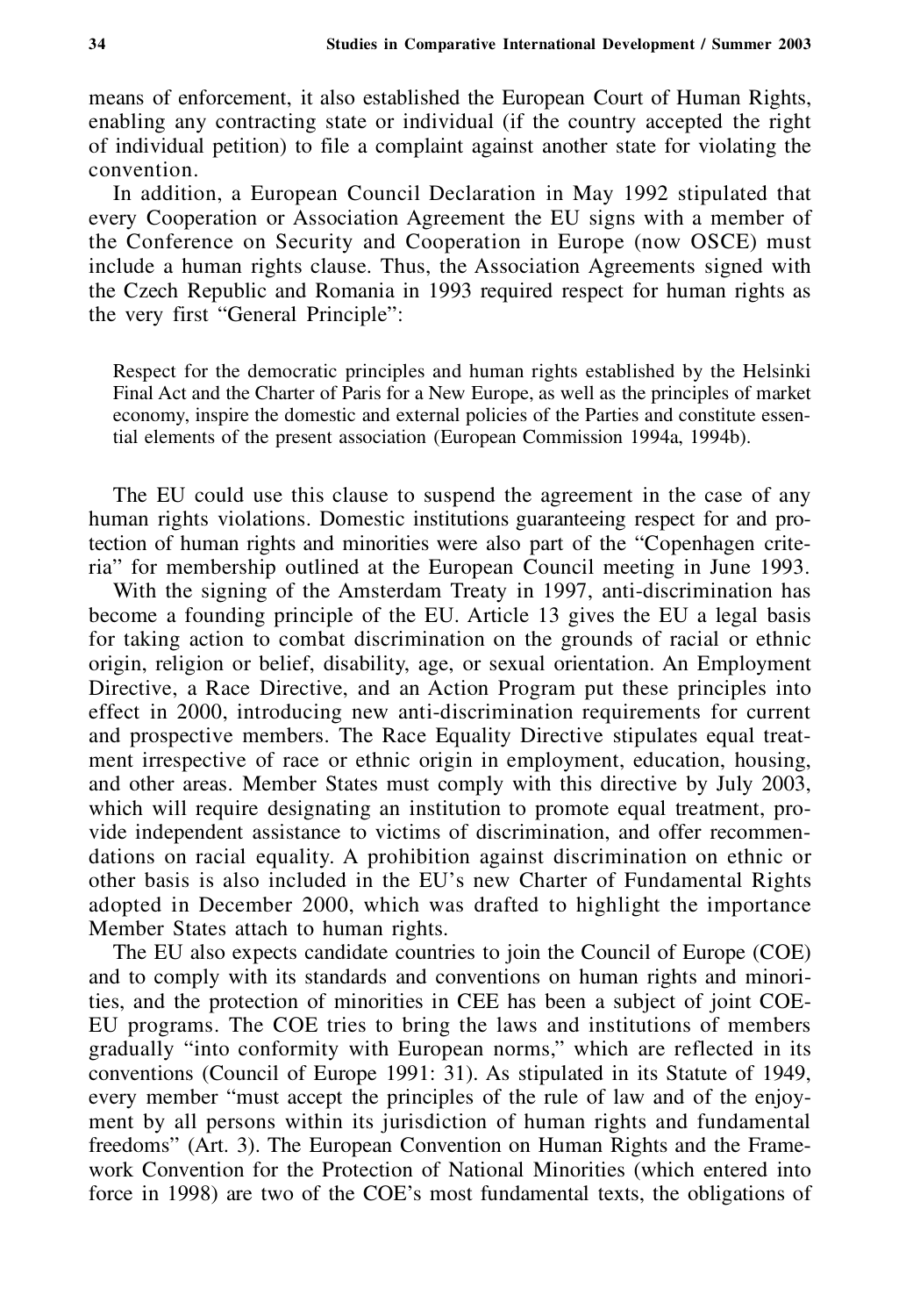means of enforcement, it also established the European Court of Human Rights, enabling any contracting state or individual (if the country accepted the right of individual petition) to file a complaint against another state for violating the convention.

In addition, a European Council Declaration in May 1992 stipulated that every Cooperation or Association Agreement the EU signs with a member of the Conference on Security and Cooperation in Europe (now OSCE) must include a human rights clause. Thus, the Association Agreements signed with the Czech Republic and Romania in 1993 required respect for human rights as the very first "General Principle":

> Respect for the democratic principles and human rights established by the Helsinki Final Act and the Charter of Paris for a New Europe, as well as the principles of market economy, inspire the domestic and external policies of the Parties and constitute essential elements of the present association (European Commission 1994a, 1994b).

The EU could use this clause to suspend the agreement in the case of any human rights violations. Domestic institutions guaranteeing respect for and protection of human rights and minorities were also part of the "Copenhagen criteria" for membership outlined at the European Council meeting in June 1993.

With the signing of the Amsterdam Treaty in 1997, anti-discrimination has become a founding principle of the EU. Article 13 gives the EU a legal basis for taking action to combat discrimination on the grounds of racial or ethnic origin, religion or belief, disability, age, or sexual orientation. An Employment Directive, a Race Directive, and an Action Program put these principles into effect in 2000, introducing new anti-discrimination requirements for current and prospective members. The Race Equality Directive stipulates equal treatment irrespective of race or ethnic origin in employment, education, housing, and other areas. Member States must comply with this directive by July 2003, which will require designating an institution to promote equal treatment, provide independent assistance to victims of discrimination, and offer recommendations on racial equality. A prohibition against discrimination on ethnic or other basis is also included in the EU's new Charter of Fundamental Rights adopted in December 2000, which was drafted to highlight the importance Member States attach to human rights.

The EU also expects candidate countries to join the Council of Europe (COE) and to comply with its standards and conventions on human rights and minorities, and the protection of minorities in CEE has been a subject of joint COE-EU programs. The COE tries to bring the laws and institutions of members gradually "into conformity with European norms," which are reflected in its conventions (Council of Europe 1991: 31). As stipulated in its Statute of 1949, every member "must accept the principles of the rule of law and of the enjoyment by all persons within its jurisdiction of human rights and fundamental freedoms" (Art. 3). The European Convention on Human Rights and the Framework Convention for the Protection of National Minorities (which entered into force in 1998) are two of the COE's most fundamental texts, the obligations of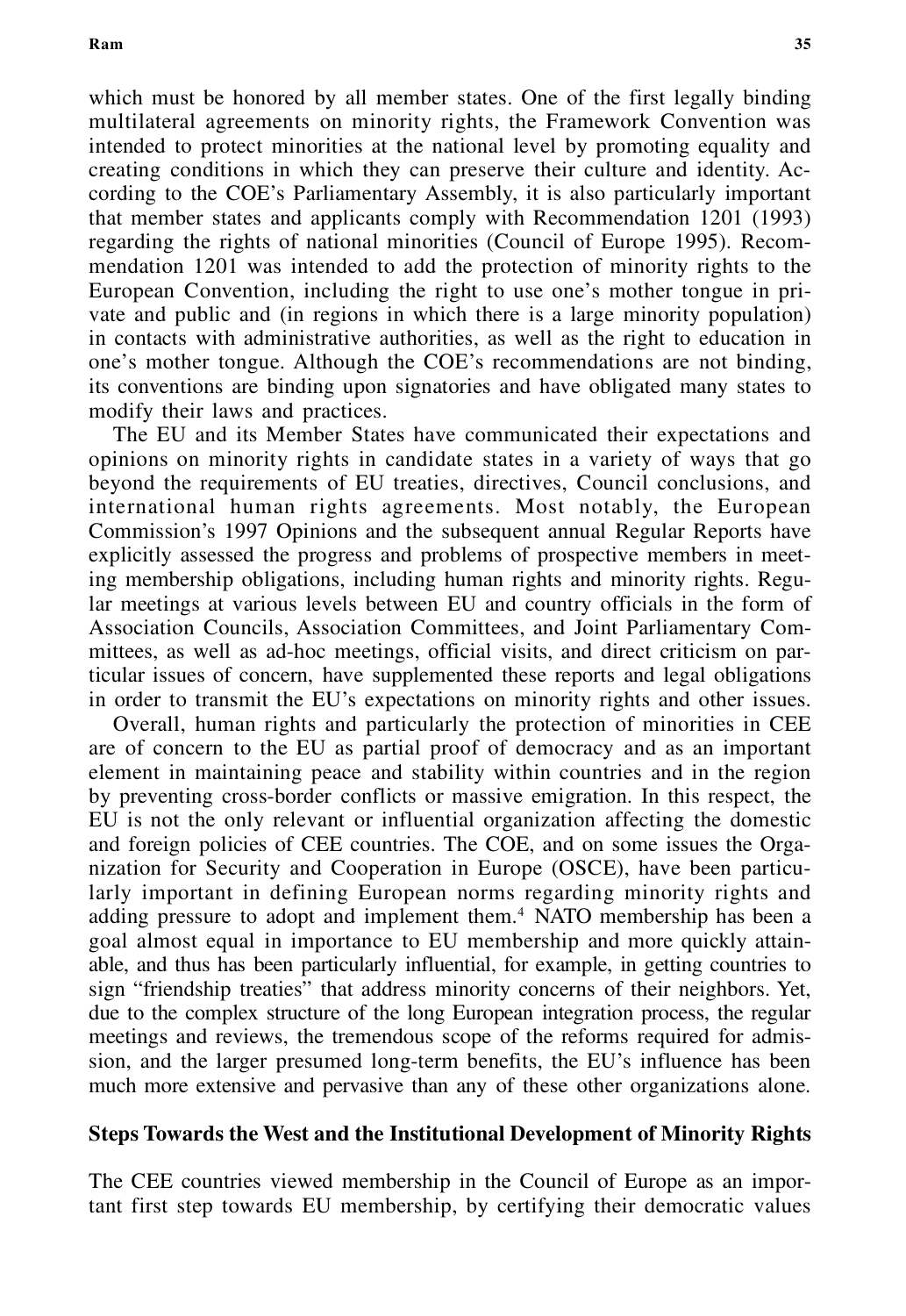which must be honored by all member states. One of the first legally binding multilateral agreements on minority rights, the Framework Convention was intended to protect minorities at the national level by promoting equality and creating conditions in which they can preserve their culture and identity. According to the COE's Parliamentary Assembly, it is also particularly important that member states and applicants comply with Recommendation 1201 (1993) regarding the rights of national minorities (Council of Europe 1995). Recommendation 1201 was intended to add the protection of minority rights to the European Convention, including the right to use one's mother tongue in private and public and (in regions in which there is a large minority population) in contacts with administrative authorities, as well as the right to education in one's mother tongue. Although the COE's recommendations are not binding, its conventions are binding upon signatories and have obligated many states to modify their laws and practices.

The EU and its Member States have communicated their expectations and opinions on minority rights in candidate states in a variety of ways that go beyond the requirements of EU treaties, directives, Council conclusions, and international human rights agreements. Most notably, the European Commission's 1997 Opinions and the subsequent annual Regular Reports have explicitly assessed the progress and problems of prospective members in meeting membership obligations, including human rights and minority rights. Regular meetings at various levels between EU and country officials in the form of Association Councils, Association Committees, and Joint Parliamentary Committees, as well as ad-hoc meetings, official visits, and direct criticism on particular issues of concern, have supplemented these reports and legal obligations in order to transmit the EU's expectations on minority rights and other issues.

Overall, human rights and particularly the protection of minorities in CEE are of concern to the EU as partial proof of democracy and as an important element in maintaining peace and stability within countries and in the region by preventing cross-border conflicts or massive emigration. In this respect, the EU is not the only relevant or influential organization affecting the domestic and foreign policies of CEE countries. The COE, and on some issues the Organization for Security and Cooperation in Europe (OSCE), have been particularly important in defining European norms regarding minority rights and adding pressure to adopt and implement them.[4] NATO membership has been a goal almost equal in importance to EU membership and more quickly attainable, and thus has been particularly influential, for example, in getting countries to sign "friendship treaties" that address minority concerns of their neighbors. Yet, due to the complex structure of the long European integration process, the regular meetings and reviews, the tremendous scope of the reforms required for admission, and the larger presumed long-term benefits, the EU's influence has been much more extensive and pervasive than any of these other organizations alone.

## Steps Towards the West and the Institutional Development of Minority Rights

The CEE countries viewed membership in the Council of Europe as an important first step towards EU membership, by certifying their democratic values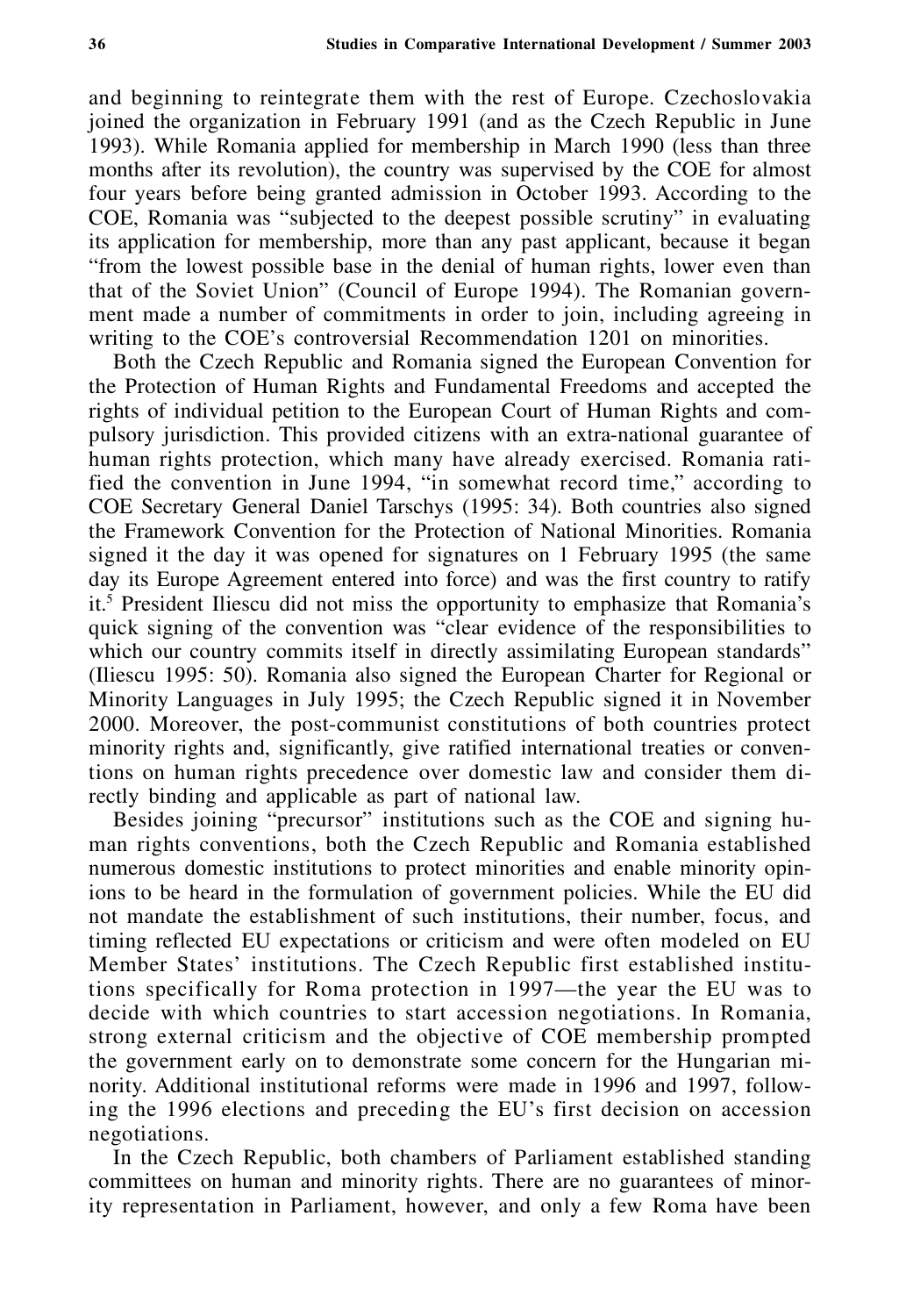and beginning to reintegrate them with the rest of Europe. Czechoslovakia joined the organization in February 1991 (and as the Czech Republic in June 1993). While Romania applied for membership in March 1990 (less than three months after its revolution), the country was supervised by the COE for almost four years before being granted admission in October 1993. According to the COE, Romania was "subjected to the deepest possible scrutiny" in evaluating its application for membership, more than any past applicant, because it began "from the lowest possible base in the denial of human rights, lower even than that of the Soviet Union" (Council of Europe 1994). The Romanian government made a number of commitments in order to join, including agreeing in writing to the COE's controversial Recommendation 1201 on minorities.

Both the Czech Republic and Romania signed the European Convention for the Protection of Human Rights and Fundamental Freedoms and accepted the rights of individual petition to the European Court of Human Rights and compulsory jurisdiction. This provided citizens with an extra-national guarantee of human rights protection, which many have already exercised. Romania ratified the convention in June 1994, "in somewhat record time," according to COE Secretary General Daniel Tarschys (1995: 34). Both countries also signed the Framework Convention for the Protection of National Minorities. Romania signed it the day it was opened for signatures on 1 February 1995 (the same day its Europe Agreement entered into force) and was the first country to ratify it.[5] President Iliescu did not miss the opportunity to emphasize that Romania's quick signing of the convention was "clear evidence of the responsibilities to which our country commits itself in directly assimilating European standards" (Iliescu 1995: 50). Romania also signed the European Charter for Regional or Minority Languages in July 1995; the Czech Republic signed it in November 2000. Moreover, the post-communist constitutions of both countries protect minority rights and, significantly, give ratified international treaties or conventions on human rights precedence over domestic law and consider them directly binding and applicable as part of national law.

Besides joining "precursor" institutions such as the COE and signing human rights conventions, both the Czech Republic and Romania established numerous domestic institutions to protect minorities and enable minority opinions to be heard in the formulation of government policies. While the EU did not mandate the establishment of such institutions, their number, focus, and timing reflected EU expectations or criticism and were often modeled on EU Member States' institutions. The Czech Republic first established institutions specifically for Roma protection in 1997—the year the EU was to decide with which countries to start accession negotiations. In Romania, strong external criticism and the objective of COE membership prompted the government early on to demonstrate some concern for the Hungarian minority. Additional institutional reforms were made in 1996 and 1997, following the 1996 elections and preceding the EU's first decision on accession negotiations.

In the Czech Republic, both chambers of Parliament established standing committees on human and minority rights. There are no guarantees of minority representation in Parliament, however, and only a few Roma have been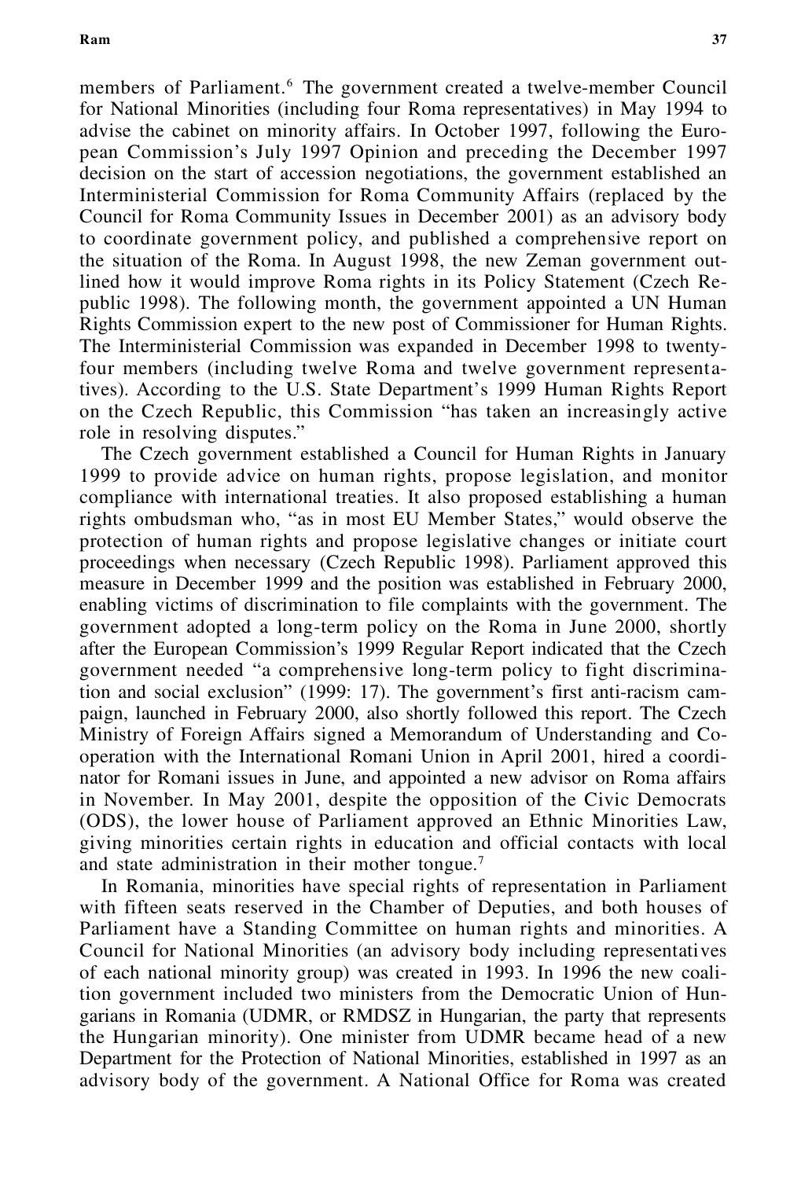members of Parliament.[6] The government created a twelve-member Council for National Minorities (including four Roma representatives) in May 1994 to advise the cabinet on minority affairs. In October 1997, following the European Commission's July 1997 Opinion and preceding the December 1997 decision on the start of accession negotiations, the government established an Interministerial Commission for Roma Community Affairs (replaced by the Council for Roma Community Issues in December 2001) as an advisory body to coordinate government policy, and published a comprehensive report on the situation of the Roma. In August 1998, the new Zeman government outlined how it would improve Roma rights in its Policy Statement (Czech Republic 1998). The following month, the government appointed a UN Human Rights Commission expert to the new post of Commissioner for Human Rights. The Interministerial Commission was expanded in December 1998 to twenty-four members (including twelve Roma and twelve government representatives). According to the U.S. State Department's 1999 Human Rights Report on the Czech Republic, this Commission "has taken an increasingly active role in resolving disputes."

The Czech government established a Council for Human Rights in January 1999 to provide advice on human rights, propose legislation, and monitor compliance with international treaties. It also proposed establishing a human rights ombudsman who, "as in most EU Member States," would observe the protection of human rights and propose legislative changes or initiate court proceedings when necessary (Czech Republic 1998). Parliament approved this measure in December 1999 and the position was established in February 2000, enabling victims of discrimination to file complaints with the government. The government adopted a long-term policy on the Roma in June 2000, shortly after the European Commission's 1999 Regular Report indicated that the Czech government needed "a comprehensive long-term policy to fight discrimination and social exclusion" (1999: 17). The government's first anti-racism campaign, launched in February 2000, also shortly followed this report. The Czech Ministry of Foreign Affairs signed a Memorandum of Understanding and Cooperation with the International Romani Union in April 2001, hired a coordinator for Romani issues in June, and appointed a new advisor on Roma affairs in November. In May 2001, despite the opposition of the Civic Democrats (ODS), the lower house of Parliament approved an Ethnic Minorities Law, giving minorities certain rights in education and official contacts with local and state administration in their mother tongue.[7]

In Romania, minorities have special rights of representation in Parliament with fifteen seats reserved in the Chamber of Deputies, and both houses of Parliament have a Standing Committee on human rights and minorities. A Council for National Minorities (an advisory body including representatives of each national minority group) was created in 1993. In 1996 the new coalition government included two ministers from the Democratic Union of Hungarians in Romania (UDMR, or RMDSZ in Hungarian, the party that represents the Hungarian minority). One minister from UDMR became head of a new Department for the Protection of National Minorities, established in 1997 as an advisory body of the government. A National Office for Roma was created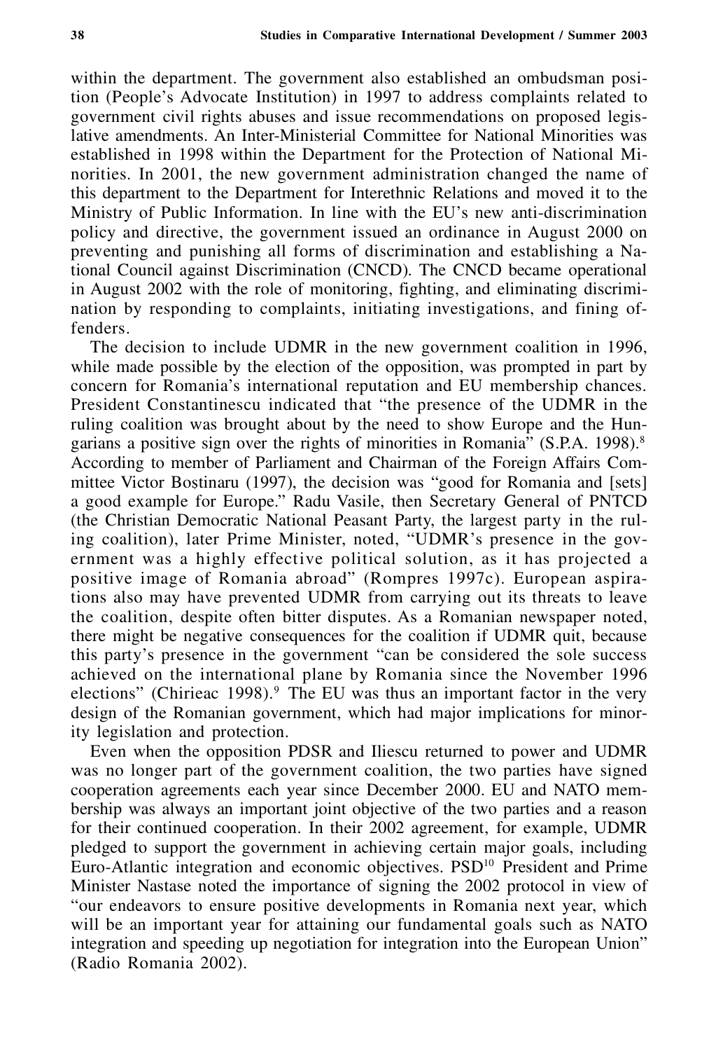within the department. The government also established an ombudsman position (People's Advocate Institution) in 1997 to address complaints related to government civil rights abuses and issue recommendations on proposed legislative amendments. An Inter-Ministerial Committee for National Minorities was established in 1998 within the Department for the Protection of National Minorities. In 2001, the new government administration changed the name of this department to the Department for Interethnic Relations and moved it to the Ministry of Public Information. In line with the EU's new anti-discrimination policy and directive, the government issued an ordinance in August 2000 on preventing and punishing all forms of discrimination and establishing a National Council against Discrimination (CNCD). The CNCD became operational in August 2002 with the role of monitoring, fighting, and eliminating discrimination by responding to complaints, initiating investigations, and fining offenders.

The decision to include UDMR in the new government coalition in 1996, while made possible by the election of the opposition, was prompted in part by concern for Romania's international reputation and EU membership chances. President Constantinescu indicated that "the presence of the UDMR in the ruling coalition was brought about by the need to show Europe and the Hungarians a positive sign over the rights of minorities in Romania" (S.P.A. 1998).[8] According to member of Parliament and Chairman of the Foreign Affairs Committee Victor Boștinaru (1997), the decision was "good for Romania and [sets] a good example for Europe." Radu Vasile, then Secretary General of PNTCD (the Christian Democratic National Peasant Party, the largest party in the ruling coalition), later Prime Minister, noted, "UDMR's presence in the government was a highly effective political solution, as it has projected a positive image of Romania abroad" (Rompres 1997c). European aspirations also may have prevented UDMR from carrying out its threats to leave the coalition, despite often bitter disputes. As a Romanian newspaper noted, there might be negative consequences for the coalition if UDMR quit, because this party's presence in the government "can be considered the sole success achieved on the international plane by Romania since the November 1996 elections" (Chirieac 1998).[9] The EU was thus an important factor in the very design of the Romanian government, which had major implications for minority legislation and protection.

Even when the opposition PDSR and Iliescu returned to power and UDMR was no longer part of the government coalition, the two parties have signed cooperation agreements each year since December 2000. EU and NATO membership was always an important joint objective of the two parties and a reason for their continued cooperation. In their 2002 agreement, for example, UDMR pledged to support the government in achieving certain major goals, including Euro-Atlantic integration and economic objectives. PSD[10] President and Prime Minister Nastase noted the importance of signing the 2002 protocol in view of "our endeavors to ensure positive developments in Romania next year, which will be an important year for attaining our fundamental goals such as NATO integration and speeding up negotiation for integration into the European Union" (Radio Romania 2002).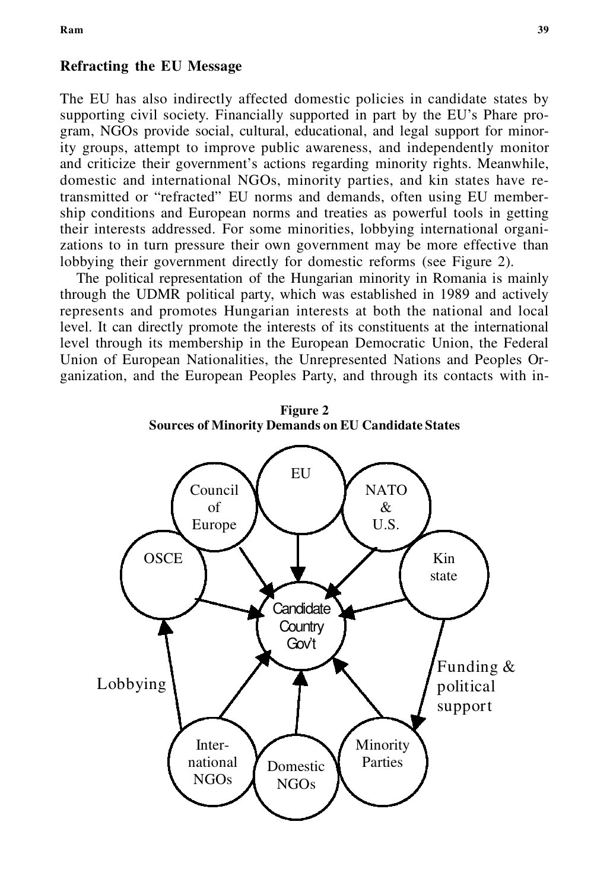## Refracting the EU Message

The EU has also indirectly affected domestic policies in candidate states by supporting civil society. Financially supported in part by the EU's Phare program, NGOs provide social, cultural, educational, and legal support for minority groups, attempt to improve public awareness, and independently monitor and criticize their government's actions regarding minority rights. Meanwhile, domestic and international NGOs, minority parties, and kin states have retransmitted or "refracted" EU norms and demands, often using EU membership conditions and European norms and treaties as powerful tools in getting their interests addressed. For some minorities, lobbying international organizations to in turn pressure their own government may be more effective than lobbying their government directly for domestic reforms (see Figure 2).

The political representation of the Hungarian minority in Romania is mainly through the UDMR political party, which was established in 1989 and actively represents and promotes Hungarian interests at both the national and local level. It can directly promote the interests of its constituents at the international level through its membership in the European Democratic Union, the Federal Union of European Nationalities, the Unrepresented Nations and Peoples Organization, and the European Peoples Party, and through its contacts with in-

**Figure 2**
**Sources of Minority Demands on EU Candidate States**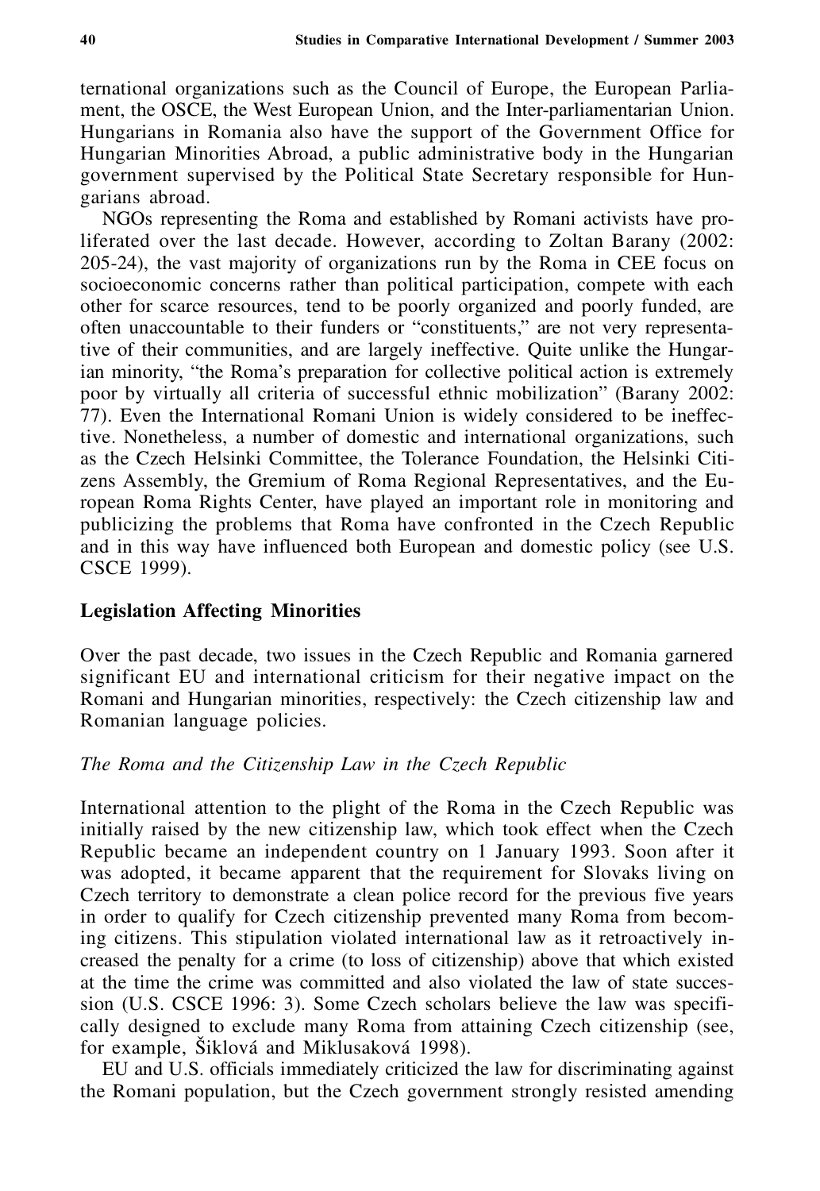ternational organizations such as the Council of Europe, the European Parliament, the OSCE, the West European Union, and the Inter-parliamentarian Union. Hungarians in Romania also have the support of the Government Office for Hungarian Minorities Abroad, a public administrative body in the Hungarian government supervised by the Political State Secretary responsible for Hungarians abroad.

NGOs representing the Roma and established by Romani activists have proliferated over the last decade. However, according to Zoltan Barany (2002: 205-24), the vast majority of organizations run by the Roma in CEE focus on socioeconomic concerns rather than political participation, compete with each other for scarce resources, tend to be poorly organized and poorly funded, are often unaccountable to their funders or "constituents," are not very representative of their communities, and are largely ineffective. Quite unlike the Hungarian minority, "the Roma's preparation for collective political action is extremely poor by virtually all criteria of successful ethnic mobilization" (Barany 2002: 77). Even the International Romani Union is widely considered to be ineffective. Nonetheless, a number of domestic and international organizations, such as the Czech Helsinki Committee, the Tolerance Foundation, the Helsinki Citizens Assembly, the Gremium of Roma Regional Representatives, and the European Roma Rights Center, have played an important role in monitoring and publicizing the problems that Roma have confronted in the Czech Republic and in this way have influenced both European and domestic policy (see U.S. CSCE 1999).

## Legislation Affecting Minorities

Over the past decade, two issues in the Czech Republic and Romania garnered significant EU and international criticism for their negative impact on the Romani and Hungarian minorities, respectively: the Czech citizenship law and Romanian language policies.

### *The Roma and the Citizenship Law in the Czech Republic*

International attention to the plight of the Roma in the Czech Republic was initially raised by the new citizenship law, which took effect when the Czech Republic became an independent country on 1 January 1993. Soon after it was adopted, it became apparent that the requirement for Slovaks living on Czech territory to demonstrate a clean police record for the previous five years in order to qualify for Czech citizenship prevented many Roma from becoming citizens. This stipulation violated international law as it retroactively increased the penalty for a crime (to loss of citizenship) above that which existed at the time the crime was committed and also violated the law of state succession (U.S. CSCE 1996: 3). Some Czech scholars believe the law was specifically designed to exclude many Roma from attaining Czech citizenship (see, for example, Šiklová and Miklusaková 1998).

EU and U.S. officials immediately criticized the law for discriminating against the Romani population, but the Czech government strongly resisted amending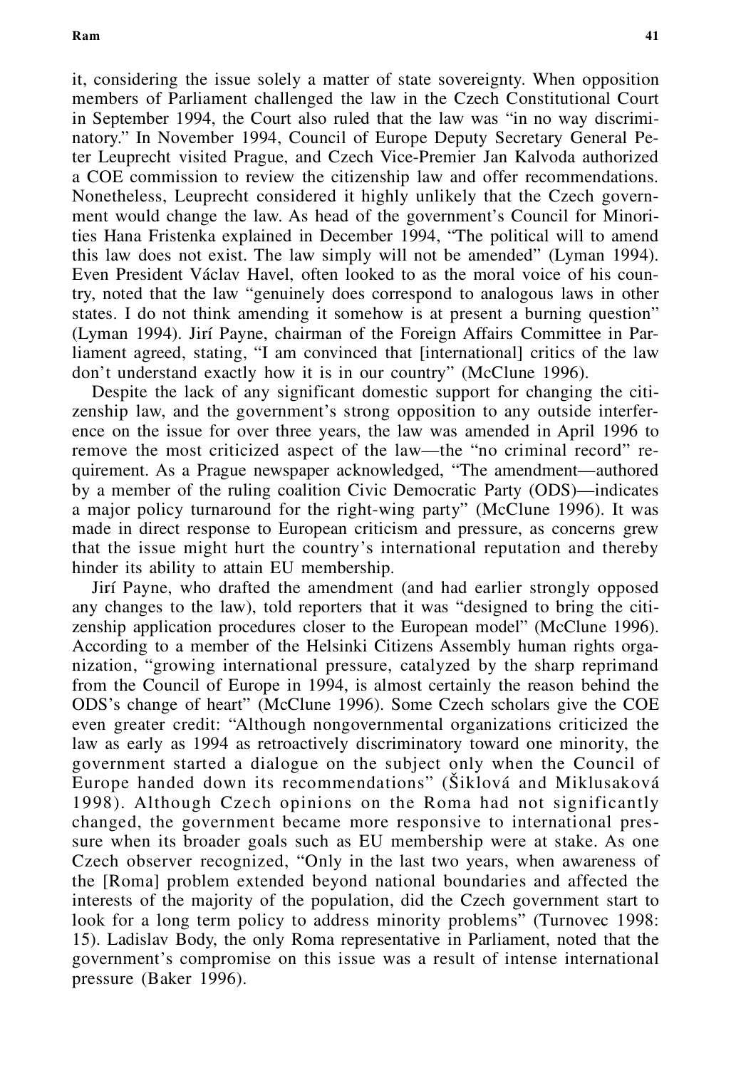it, considering the issue solely a matter of state sovereignty. When opposition members of Parliament challenged the law in the Czech Constitutional Court in September 1994, the Court also ruled that the law was "in no way discriminatory." In November 1994, Council of Europe Deputy Secretary General Peter Leuprecht visited Prague, and Czech Vice-Premier Jan Kalvoda authorized a COE commission to review the citizenship law and offer recommendations. Nonetheless, Leuprecht considered it highly unlikely that the Czech government would change the law. As head of the government's Council for Minorities Hana Fristenka explained in December 1994, "The political will to amend this law does not exist. The law simply will not be amended" (Lyman 1994). Even President Václav Havel, often looked to as the moral voice of his country, noted that the law "genuinely does correspond to analogous laws in other states. I do not think amending it somehow is at present a burning question" (Lyman 1994). Jirí Payne, chairman of the Foreign Affairs Committee in Parliament agreed, stating, "I am convinced that [international] critics of the law don't understand exactly how it is in our country" (McClune 1996).

Despite the lack of any significant domestic support for changing the citizenship law, and the government's strong opposition to any outside interference on the issue for over three years, the law was amended in April 1996 to remove the most criticized aspect of the law—the "no criminal record" requirement. As a Prague newspaper acknowledged, "The amendment—authored by a member of the ruling coalition Civic Democratic Party (ODS)—indicates a major policy turnaround for the right-wing party" (McClune 1996). It was made in direct response to European criticism and pressure, as concerns grew that the issue might hurt the country's international reputation and thereby hinder its ability to attain EU membership.

Jirí Payne, who drafted the amendment (and had earlier strongly opposed any changes to the law), told reporters that it was "designed to bring the citizenship application procedures closer to the European model" (McClune 1996). According to a member of the Helsinki Citizens Assembly human rights organization, "growing international pressure, catalyzed by the sharp reprimand from the Council of Europe in 1994, is almost certainly the reason behind the ODS's change of heart" (McClune 1996). Some Czech scholars give the COE even greater credit: "Although nongovernmental organizations criticized the law as early as 1994 as retroactively discriminatory toward one minority, the government started a dialogue on the subject only when the Council of Europe handed down its recommendations" (Šiklová and Miklusaková 1998). Although Czech opinions on the Roma had not significantly changed, the government became more responsive to international pressure when its broader goals such as EU membership were at stake. As one Czech observer recognized, "Only in the last two years, when awareness of the [Roma] problem extended beyond national boundaries and affected the interests of the majority of the population, did the Czech government start to look for a long term policy to address minority problems" (Turnovec 1998: 15). Ladislav Body, the only Roma representative in Parliament, noted that the government's compromise on this issue was a result of intense international pressure (Baker 1996).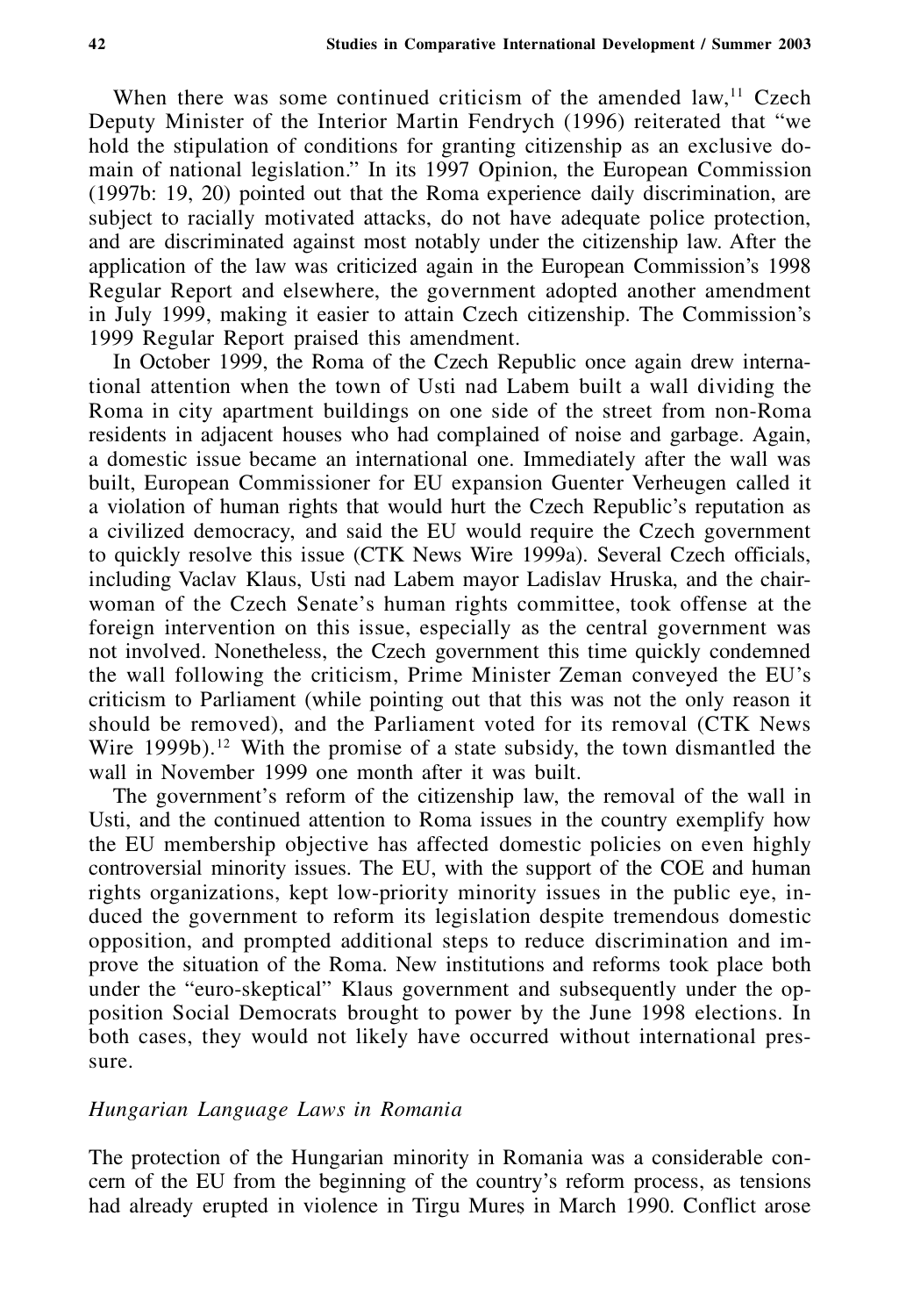When there was some continued criticism of the amended law,[11] Czech Deputy Minister of the Interior Martin Fendrych (1996) reiterated that "we hold the stipulation of conditions for granting citizenship as an exclusive domain of national legislation." In its 1997 Opinion, the European Commission (1997b: 19, 20) pointed out that the Roma experience daily discrimination, are subject to racially motivated attacks, do not have adequate police protection, and are discriminated against most notably under the citizenship law. After the application of the law was criticized again in the European Commission's 1998 Regular Report and elsewhere, the government adopted another amendment in July 1999, making it easier to attain Czech citizenship. The Commission's 1999 Regular Report praised this amendment.

In October 1999, the Roma of the Czech Republic once again drew international attention when the town of Usti nad Labem built a wall dividing the Roma in city apartment buildings on one side of the street from non-Roma residents in adjacent houses who had complained of noise and garbage. Again, a domestic issue became an international one. Immediately after the wall was built, European Commissioner for EU expansion Guenter Verheugen called it a violation of human rights that would hurt the Czech Republic's reputation as a civilized democracy, and said the EU would require the Czech government to quickly resolve this issue (CTK News Wire 1999a). Several Czech officials, including Vaclav Klaus, Usti nad Labem mayor Ladislav Hruska, and the chairwoman of the Czech Senate's human rights committee, took offense at the foreign intervention on this issue, especially as the central government was not involved. Nonetheless, the Czech government this time quickly condemned the wall following the criticism, Prime Minister Zeman conveyed the EU's criticism to Parliament (while pointing out that this was not the only reason it should be removed), and the Parliament voted for its removal (CTK News Wire 1999b).[12] With the promise of a state subsidy, the town dismantled the wall in November 1999 one month after it was built.

The government's reform of the citizenship law, the removal of the wall in Usti, and the continued attention to Roma issues in the country exemplify how the EU membership objective has affected domestic policies on even highly controversial minority issues. The EU, with the support of the COE and human rights organizations, kept low-priority minority issues in the public eye, induced the government to reform its legislation despite tremendous domestic opposition, and prompted additional steps to reduce discrimination and improve the situation of the Roma. New institutions and reforms took place both under the "euro-skeptical" Klaus government and subsequently under the opposition Social Democrats brought to power by the June 1998 elections. In both cases, they would not likely have occurred without international pressure.

### *Hungarian Language Laws in Romania*

The protection of the Hungarian minority in Romania was a considerable concern of the EU from the beginning of the country's reform process, as tensions had already erupted in violence in Tirgu Mureș in March 1990. Conflict arose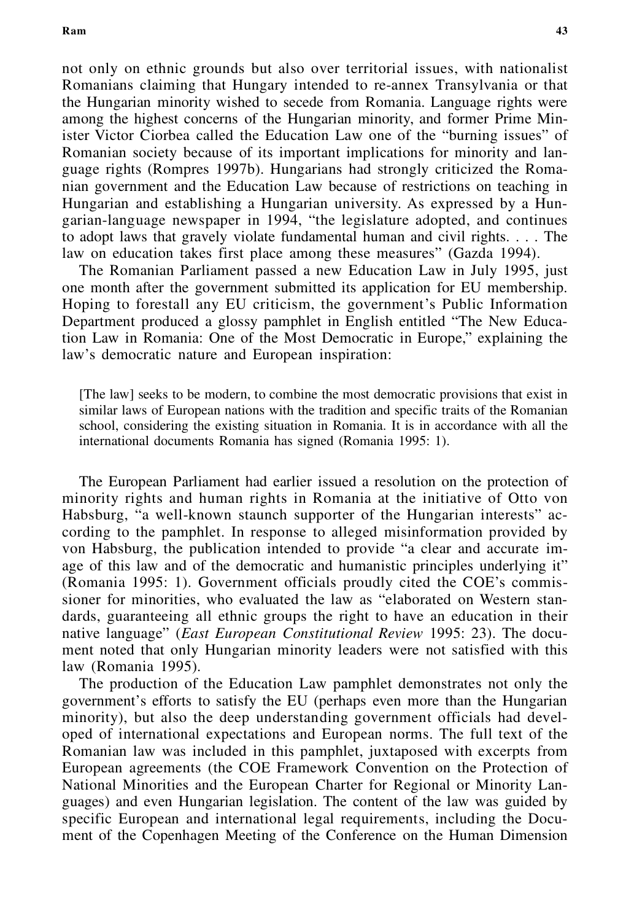not only on ethnic grounds but also over territorial issues, with nationalist Romanians claiming that Hungary intended to re-annex Transylvania or that the Hungarian minority wished to secede from Romania. Language rights were among the highest concerns of the Hungarian minority, and former Prime Minister Victor Ciorbea called the Education Law one of the "burning issues" of Romanian society because of its important implications for minority and language rights (Rompres 1997b). Hungarians had strongly criticized the Romanian government and the Education Law because of restrictions on teaching in Hungarian and establishing a Hungarian university. As expressed by a Hungarian-language newspaper in 1994, "the legislature adopted, and continues to adopt laws that gravely violate fundamental human and civil rights. . . . The law on education takes first place among these measures" (Gazda 1994).

The Romanian Parliament passed a new Education Law in July 1995, just one month after the government submitted its application for EU membership. Hoping to forestall any EU criticism, the government's Public Information Department produced a glossy pamphlet in English entitled "The New Education Law in Romania: One of the Most Democratic in Europe," explaining the law's democratic nature and European inspiration:

> [The law] seeks to be modern, to combine the most democratic provisions that exist in similar laws of European nations with the tradition and specific traits of the Romanian school, considering the existing situation in Romania. It is in accordance with all the international documents Romania has signed (Romania 1995: 1).

The European Parliament had earlier issued a resolution on the protection of minority rights and human rights in Romania at the initiative of Otto von Habsburg, "a well-known staunch supporter of the Hungarian interests" according to the pamphlet. In response to alleged misinformation provided by von Habsburg, the publication intended to provide "a clear and accurate image of this law and of the democratic and humanistic principles underlying it" (Romania 1995: 1). Government officials proudly cited the COE's commissioner for minorities, who evaluated the law as "elaborated on Western standards, guaranteeing all ethnic groups the right to have an education in their native language" (*East European Constitutional Review* 1995: 23). The document noted that only Hungarian minority leaders were not satisfied with this law (Romania 1995).

The production of the Education Law pamphlet demonstrates not only the government's efforts to satisfy the EU (perhaps even more than the Hungarian minority), but also the deep understanding government officials had developed of international expectations and European norms. The full text of the Romanian law was included in this pamphlet, juxtaposed with excerpts from European agreements (the COE Framework Convention on the Protection of National Minorities and the European Charter for Regional or Minority Languages) and even Hungarian legislation. The content of the law was guided by specific European and international legal requirements, including the Document of the Copenhagen Meeting of the Conference on the Human Dimension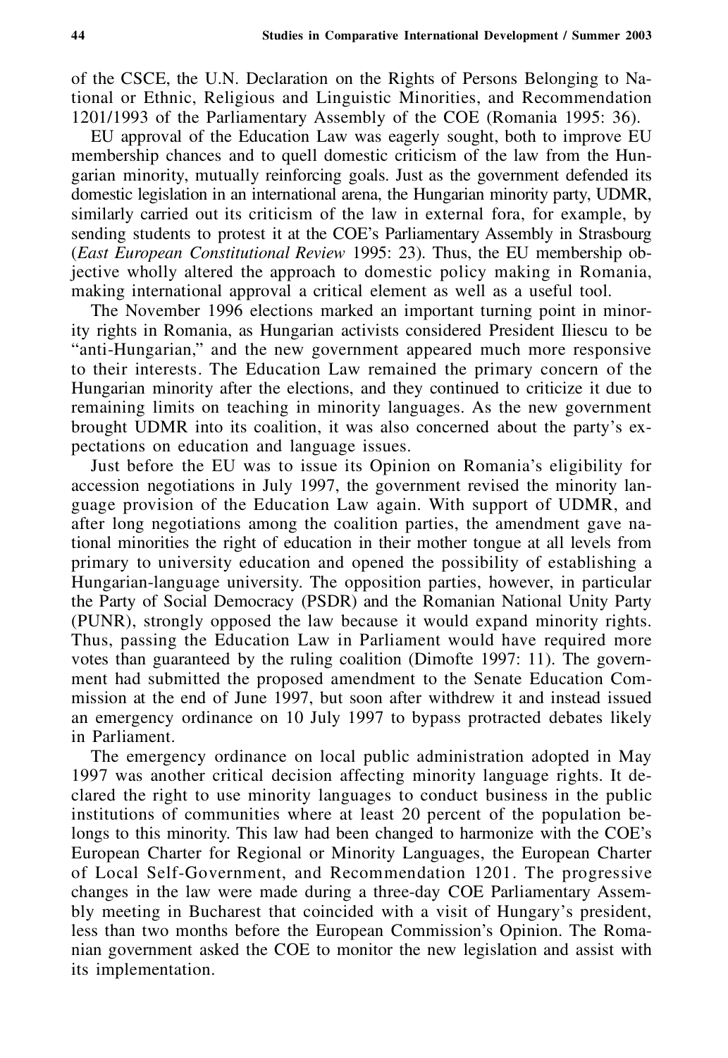of the CSCE, the U.N. Declaration on the Rights of Persons Belonging to National or Ethnic, Religious and Linguistic Minorities, and Recommendation 1201/1993 of the Parliamentary Assembly of the COE (Romania 1995: 36).

EU approval of the Education Law was eagerly sought, both to improve EU membership chances and to quell domestic criticism of the law from the Hungarian minority, mutually reinforcing goals. Just as the government defended its domestic legislation in an international arena, the Hungarian minority party, UDMR, similarly carried out its criticism of the law in external fora, for example, by sending students to protest it at the COE's Parliamentary Assembly in Strasbourg (*East European Constitutional Review* 1995: 23). Thus, the EU membership objective wholly altered the approach to domestic policy making in Romania, making international approval a critical element as well as a useful tool.

The November 1996 elections marked an important turning point in minority rights in Romania, as Hungarian activists considered President Iliescu to be "anti-Hungarian," and the new government appeared much more responsive to their interests. The Education Law remained the primary concern of the Hungarian minority after the elections, and they continued to criticize it due to remaining limits on teaching in minority languages. As the new government brought UDMR into its coalition, it was also concerned about the party's expectations on education and language issues.

Just before the EU was to issue its Opinion on Romania's eligibility for accession negotiations in July 1997, the government revised the minority language provision of the Education Law again. With support of UDMR, and after long negotiations among the coalition parties, the amendment gave national minorities the right of education in their mother tongue at all levels from primary to university education and opened the possibility of establishing a Hungarian-language university. The opposition parties, however, in particular the Party of Social Democracy (PSDR) and the Romanian National Unity Party (PUNR), strongly opposed the law because it would expand minority rights. Thus, passing the Education Law in Parliament would have required more votes than guaranteed by the ruling coalition (Dimofte 1997: 11). The government had submitted the proposed amendment to the Senate Education Commission at the end of June 1997, but soon after withdrew it and instead issued an emergency ordinance on 10 July 1997 to bypass protracted debates likely in Parliament.

The emergency ordinance on local public administration adopted in May 1997 was another critical decision affecting minority language rights. It declared the right to use minority languages to conduct business in the public institutions of communities where at least 20 percent of the population belongs to this minority. This law had been changed to harmonize with the COE's European Charter for Regional or Minority Languages, the European Charter of Local Self-Government, and Recommendation 1201. The progressive changes in the law were made during a three-day COE Parliamentary Assembly meeting in Bucharest that coincided with a visit of Hungary's president, less than two months before the European Commission's Opinion. The Romanian government asked the COE to monitor the new legislation and assist with its implementation.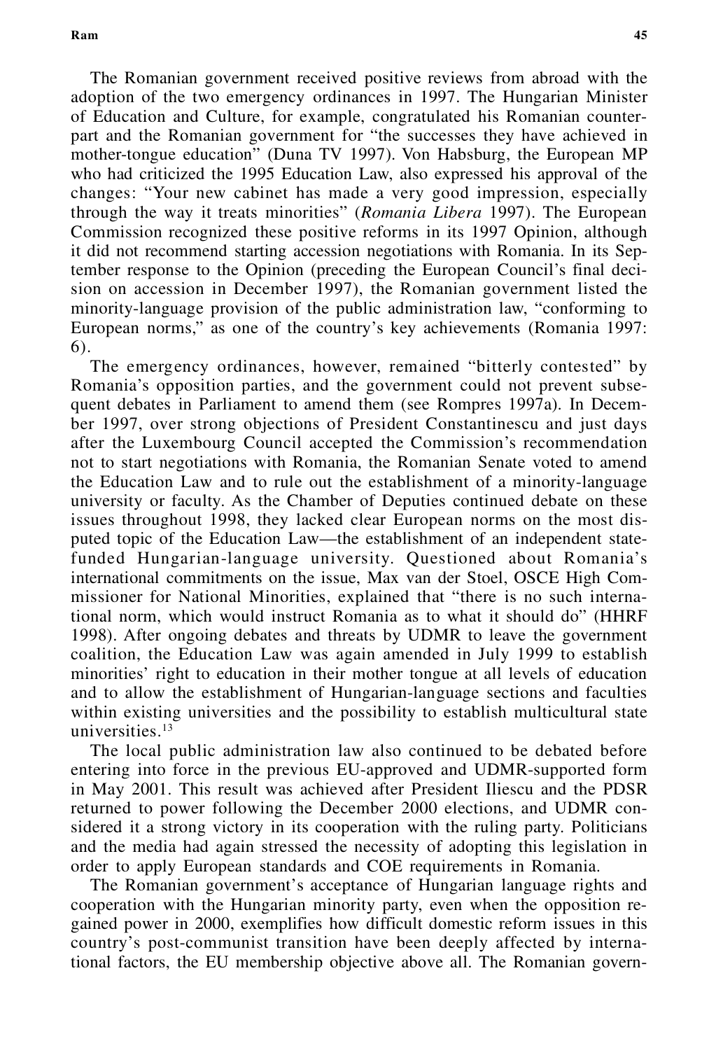The Romanian government received positive reviews from abroad with the adoption of the two emergency ordinances in 1997. The Hungarian Minister of Education and Culture, for example, congratulated his Romanian counterpart and the Romanian government for "the successes they have achieved in mother-tongue education" (Duna TV 1997). Von Habsburg, the European MP who had criticized the 1995 Education Law, also expressed his approval of the changes: "Your new cabinet has made a very good impression, especially through the way it treats minorities" (*Romania Libera* 1997). The European Commission recognized these positive reforms in its 1997 Opinion, although it did not recommend starting accession negotiations with Romania. In its September response to the Opinion (preceding the European Council's final decision on accession in December 1997), the Romanian government listed the minority-language provision of the public administration law, "conforming to European norms," as one of the country's key achievements (Romania 1997: 6).

The emergency ordinances, however, remained "bitterly contested" by Romania's opposition parties, and the government could not prevent subsequent debates in Parliament to amend them (see Rompres 1997a). In December 1997, over strong objections of President Constantinescu and just days after the Luxembourg Council accepted the Commission's recommendation not to start negotiations with Romania, the Romanian Senate voted to amend the Education Law and to rule out the establishment of a minority-language university or faculty. As the Chamber of Deputies continued debate on these issues throughout 1998, they lacked clear European norms on the most disputed topic of the Education Law—the establishment of an independent state-funded Hungarian-language university. Questioned about Romania's international commitments on the issue, Max van der Stoel, OSCE High Commissioner for National Minorities, explained that "there is no such international norm, which would instruct Romania as to what it should do" (HHRF 1998). After ongoing debates and threats by UDMR to leave the government coalition, the Education Law was again amended in July 1999 to establish minorities' right to education in their mother tongue at all levels of education and to allow the establishment of Hungarian-language sections and faculties within existing universities and the possibility to establish multicultural state universities.[13]

The local public administration law also continued to be debated before entering into force in the previous EU-approved and UDMR-supported form in May 2001. This result was achieved after President Iliescu and the PDSR returned to power following the December 2000 elections, and UDMR considered it a strong victory in its cooperation with the ruling party. Politicians and the media had again stressed the necessity of adopting this legislation in order to apply European standards and COE requirements in Romania.

The Romanian government's acceptance of Hungarian language rights and cooperation with the Hungarian minority party, even when the opposition regained power in 2000, exemplifies how difficult domestic reform issues in this country's post-communist transition have been deeply affected by international factors, the EU membership objective above all. The Romanian govern-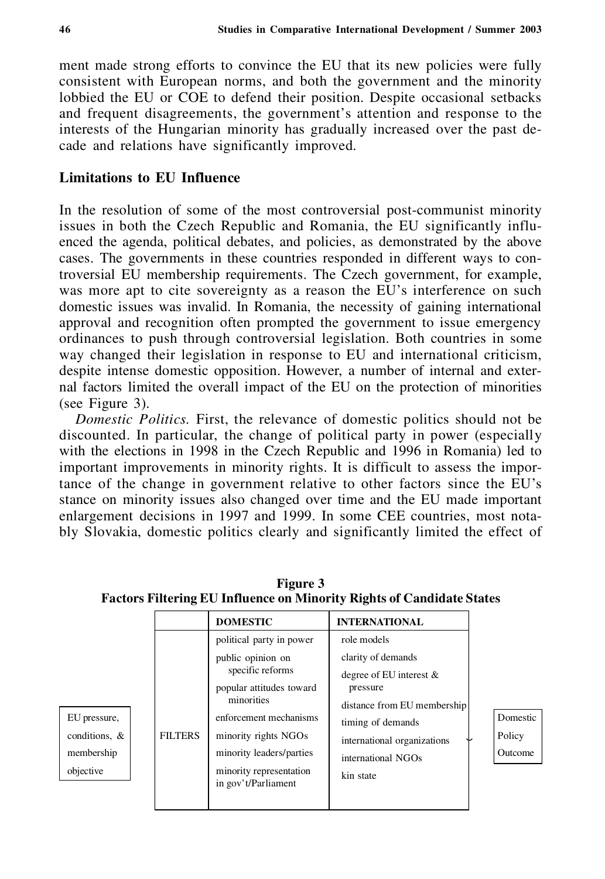ment made strong efforts to convince the EU that its new policies were fully consistent with European norms, and both the government and the minority lobbied the EU or COE to defend their position. Despite occasional setbacks and frequent disagreements, the government's attention and response to the interests of the Hungarian minority has gradually increased over the past decade and relations have significantly improved.

## Limitations to EU Influence

In the resolution of some of the most controversial post-communist minority issues in both the Czech Republic and Romania, the EU significantly influenced the agenda, political debates, and policies, as demonstrated by the above cases. The governments in these countries responded in different ways to controversial EU membership requirements. The Czech government, for example, was more apt to cite sovereignty as a reason the EU's interference on such domestic issues was invalid. In Romania, the necessity of gaining international approval and recognition often prompted the government to issue emergency ordinances to push through controversial legislation. Both countries in some way changed their legislation in response to EU and international criticism, despite intense domestic opposition. However, a number of internal and external factors limited the overall impact of the EU on the protection of minorities (see Figure 3).

*Domestic Politics.* First, the relevance of domestic politics should not be discounted. In particular, the change of political party in power (especially with the elections in 1998 in the Czech Republic and 1996 in Romania) led to important improvements in minority rights. It is difficult to assess the importance of the change in government relative to other factors since the EU's stance on minority issues also changed over time and the EU made important enlargement decisions in 1997 and 1999. In some CEE countries, most notably Slovakia, domestic politics clearly and significantly limited the effect of

**Figure 3**
**Factors Filtering EU Influence on Minority Rights of Candidate States**

| EU pressure, conditions, & membership objective | | DOMESTIC | INTERNATIONAL | Domestic Policy Outcome |
|---|---|---|---|---|
| | FILTERS | political party in power | role models | |
| | | public opinion on specific reforms | clarity of demands | |
| | | popular attitudes toward minorities | degree of EU interest & pressure | |
| | | enforcement mechanisms | distance from EU membership | |
| | | minority rights NGOs | timing of demands | |
| | | minority leaders/parties | international organizations | |
| | | minority representation in gov't/Parliament | international NGOs | |
| | | | kin state | |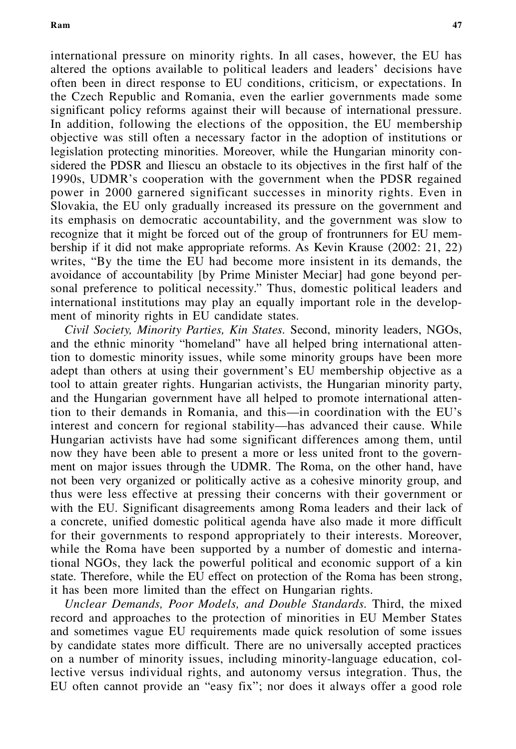international pressure on minority rights. In all cases, however, the EU has altered the options available to political leaders and leaders' decisions have often been in direct response to EU conditions, criticism, or expectations. In the Czech Republic and Romania, even the earlier governments made some significant policy reforms against their will because of international pressure. In addition, following the elections of the opposition, the EU membership objective was still often a necessary factor in the adoption of institutions or legislation protecting minorities. Moreover, while the Hungarian minority considered the PDSR and Iliescu an obstacle to its objectives in the first half of the 1990s, UDMR's cooperation with the government when the PDSR regained power in 2000 garnered significant successes in minority rights. Even in Slovakia, the EU only gradually increased its pressure on the government and its emphasis on democratic accountability, and the government was slow to recognize that it might be forced out of the group of frontrunners for EU membership if it did not make appropriate reforms. As Kevin Krause (2002: 21, 22) writes, "By the time the EU had become more insistent in its demands, the avoidance of accountability [by Prime Minister Meciar] had gone beyond personal preference to political necessity." Thus, domestic political leaders and international institutions may play an equally important role in the development of minority rights in EU candidate states.

*Civil Society, Minority Parties, Kin States.* Second, minority leaders, NGOs, and the ethnic minority "homeland" have all helped bring international attention to domestic minority issues, while some minority groups have been more adept than others at using their government's EU membership objective as a tool to attain greater rights. Hungarian activists, the Hungarian minority party, and the Hungarian government have all helped to promote international attention to their demands in Romania, and this—in coordination with the EU's interest and concern for regional stability—has advanced their cause. While Hungarian activists have had some significant differences among them, until now they have been able to present a more or less united front to the government on major issues through the UDMR. The Roma, on the other hand, have not been very organized or politically active as a cohesive minority group, and thus were less effective at pressing their concerns with their government or with the EU. Significant disagreements among Roma leaders and their lack of a concrete, unified domestic political agenda have also made it more difficult for their governments to respond appropriately to their interests. Moreover, while the Roma have been supported by a number of domestic and international NGOs, they lack the powerful political and economic support of a kin state. Therefore, while the EU effect on protection of the Roma has been strong, it has been more limited than the effect on Hungarian rights.

*Unclear Demands, Poor Models, and Double Standards.* Third, the mixed record and approaches to the protection of minorities in EU Member States and sometimes vague EU requirements made quick resolution of some issues by candidate states more difficult. There are no universally accepted practices on a number of minority issues, including minority-language education, collective versus individual rights, and autonomy versus integration. Thus, the EU often cannot provide an "easy fix"; nor does it always offer a good role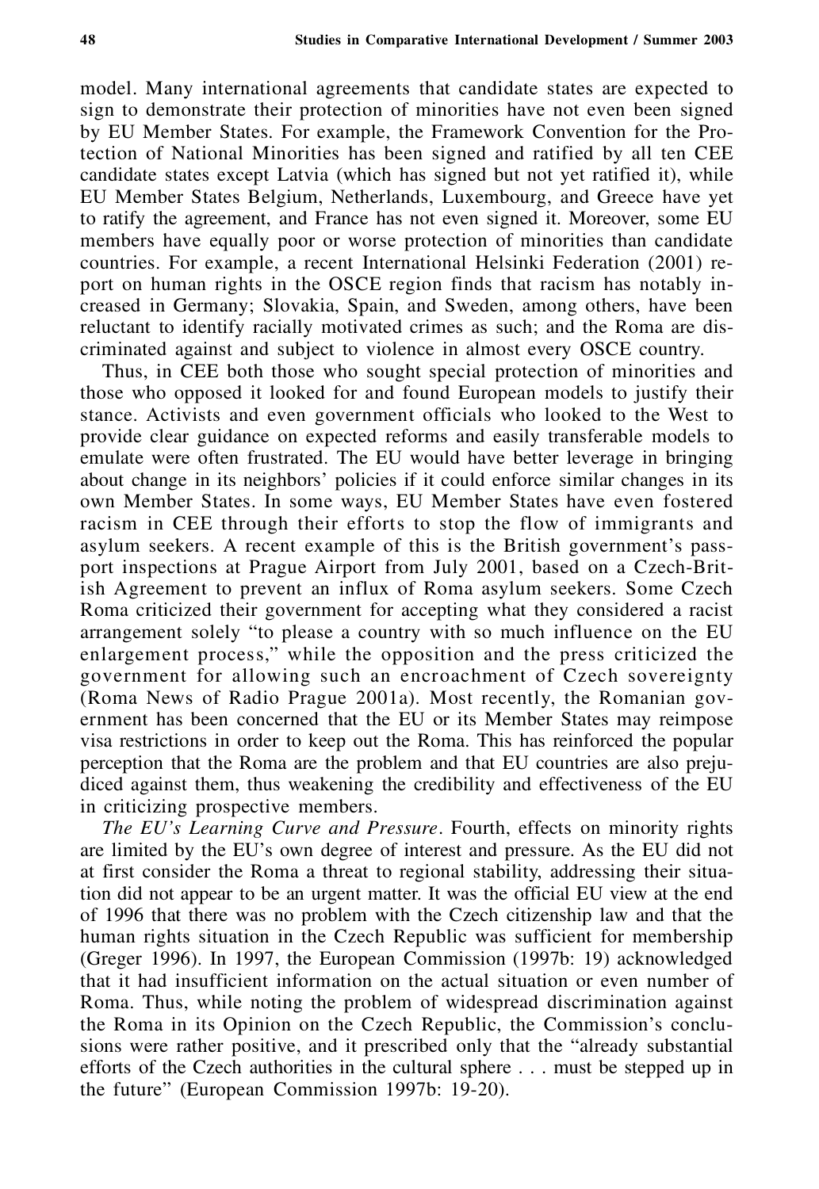model. Many international agreements that candidate states are expected to sign to demonstrate their protection of minorities have not even been signed by EU Member States. For example, the Framework Convention for the Protection of National Minorities has been signed and ratified by all ten CEE candidate states except Latvia (which has signed but not yet ratified it), while EU Member States Belgium, Netherlands, Luxembourg, and Greece have yet to ratify the agreement, and France has not even signed it. Moreover, some EU members have equally poor or worse protection of minorities than candidate countries. For example, a recent International Helsinki Federation (2001) report on human rights in the OSCE region finds that racism has notably increased in Germany; Slovakia, Spain, and Sweden, among others, have been reluctant to identify racially motivated crimes as such; and the Roma are discriminated against and subject to violence in almost every OSCE country.

Thus, in CEE both those who sought special protection of minorities and those who opposed it looked for and found European models to justify their stance. Activists and even government officials who looked to the West to provide clear guidance on expected reforms and easily transferable models to emulate were often frustrated. The EU would have better leverage in bringing about change in its neighbors' policies if it could enforce similar changes in its own Member States. In some ways, EU Member States have even fostered racism in CEE through their efforts to stop the flow of immigrants and asylum seekers. A recent example of this is the British government's passport inspections at Prague Airport from July 2001, based on a Czech-British Agreement to prevent an influx of Roma asylum seekers. Some Czech Roma criticized their government for accepting what they considered a racist arrangement solely "to please a country with so much influence on the EU enlargement process," while the opposition and the press criticized the government for allowing such an encroachment of Czech sovereignty (Roma News of Radio Prague 2001a). Most recently, the Romanian government has been concerned that the EU or its Member States may reimpose visa restrictions in order to keep out the Roma. This has reinforced the popular perception that the Roma are the problem and that EU countries are also prejudiced against them, thus weakening the credibility and effectiveness of the EU in criticizing prospective members.

*The EU's Learning Curve and Pressure*. Fourth, effects on minority rights are limited by the EU's own degree of interest and pressure. As the EU did not at first consider the Roma a threat to regional stability, addressing their situation did not appear to be an urgent matter. It was the official EU view at the end of 1996 that there was no problem with the Czech citizenship law and that the human rights situation in the Czech Republic was sufficient for membership (Greger 1996). In 1997, the European Commission (1997b: 19) acknowledged that it had insufficient information on the actual situation or even number of Roma. Thus, while noting the problem of widespread discrimination against the Roma in its Opinion on the Czech Republic, the Commission's conclusions were rather positive, and it prescribed only that the "already substantial efforts of the Czech authorities in the cultural sphere . . . must be stepped up in the future" (European Commission 1997b: 19-20).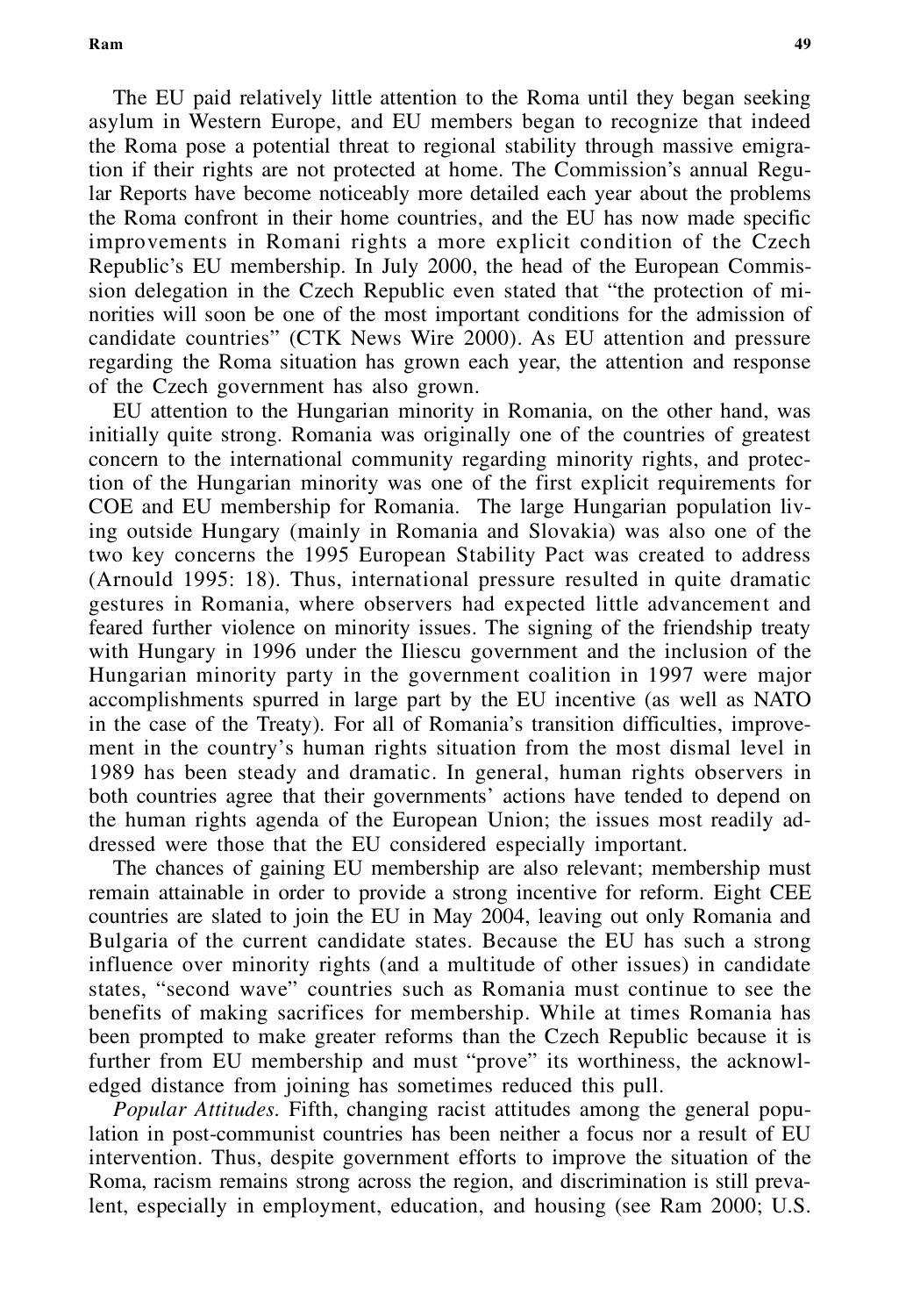The EU paid relatively little attention to the Roma until they began seeking asylum in Western Europe, and EU members began to recognize that indeed the Roma pose a potential threat to regional stability through massive emigration if their rights are not protected at home. The Commission's annual Regular Reports have become noticeably more detailed each year about the problems the Roma confront in their home countries, and the EU has now made specific improvements in Romani rights a more explicit condition of the Czech Republic's EU membership. In July 2000, the head of the European Commission delegation in the Czech Republic even stated that "the protection of minorities will soon be one of the most important conditions for the admission of candidate countries" (CTK News Wire 2000). As EU attention and pressure regarding the Roma situation has grown each year, the attention and response of the Czech government has also grown.

EU attention to the Hungarian minority in Romania, on the other hand, was initially quite strong. Romania was originally one of the countries of greatest concern to the international community regarding minority rights, and protection of the Hungarian minority was one of the first explicit requirements for COE and EU membership for Romania. The large Hungarian population living outside Hungary (mainly in Romania and Slovakia) was also one of the two key concerns the 1995 European Stability Pact was created to address (Arnould 1995: 18). Thus, international pressure resulted in quite dramatic gestures in Romania, where observers had expected little advancement and feared further violence on minority issues. The signing of the friendship treaty with Hungary in 1996 under the Iliescu government and the inclusion of the Hungarian minority party in the government coalition in 1997 were major accomplishments spurred in large part by the EU incentive (as well as NATO in the case of the Treaty). For all of Romania's transition difficulties, improvement in the country's human rights situation from the most dismal level in 1989 has been steady and dramatic. In general, human rights observers in both countries agree that their governments' actions have tended to depend on the human rights agenda of the European Union; the issues most readily addressed were those that the EU considered especially important.

The chances of gaining EU membership are also relevant; membership must remain attainable in order to provide a strong incentive for reform. Eight CEE countries are slated to join the EU in May 2004, leaving out only Romania and Bulgaria of the current candidate states. Because the EU has such a strong influence over minority rights (and a multitude of other issues) in candidate states, "second wave" countries such as Romania must continue to see the benefits of making sacrifices for membership. While at times Romania has been prompted to make greater reforms than the Czech Republic because it is further from EU membership and must "prove" its worthiness, the acknowledged distance from joining has sometimes reduced this pull.

*Popular Attitudes.* Fifth, changing racist attitudes among the general population in post-communist countries has been neither a focus nor a result of EU intervention. Thus, despite government efforts to improve the situation of the Roma, racism remains strong across the region, and discrimination is still prevalent, especially in employment, education, and housing (see Ram 2000; U.S.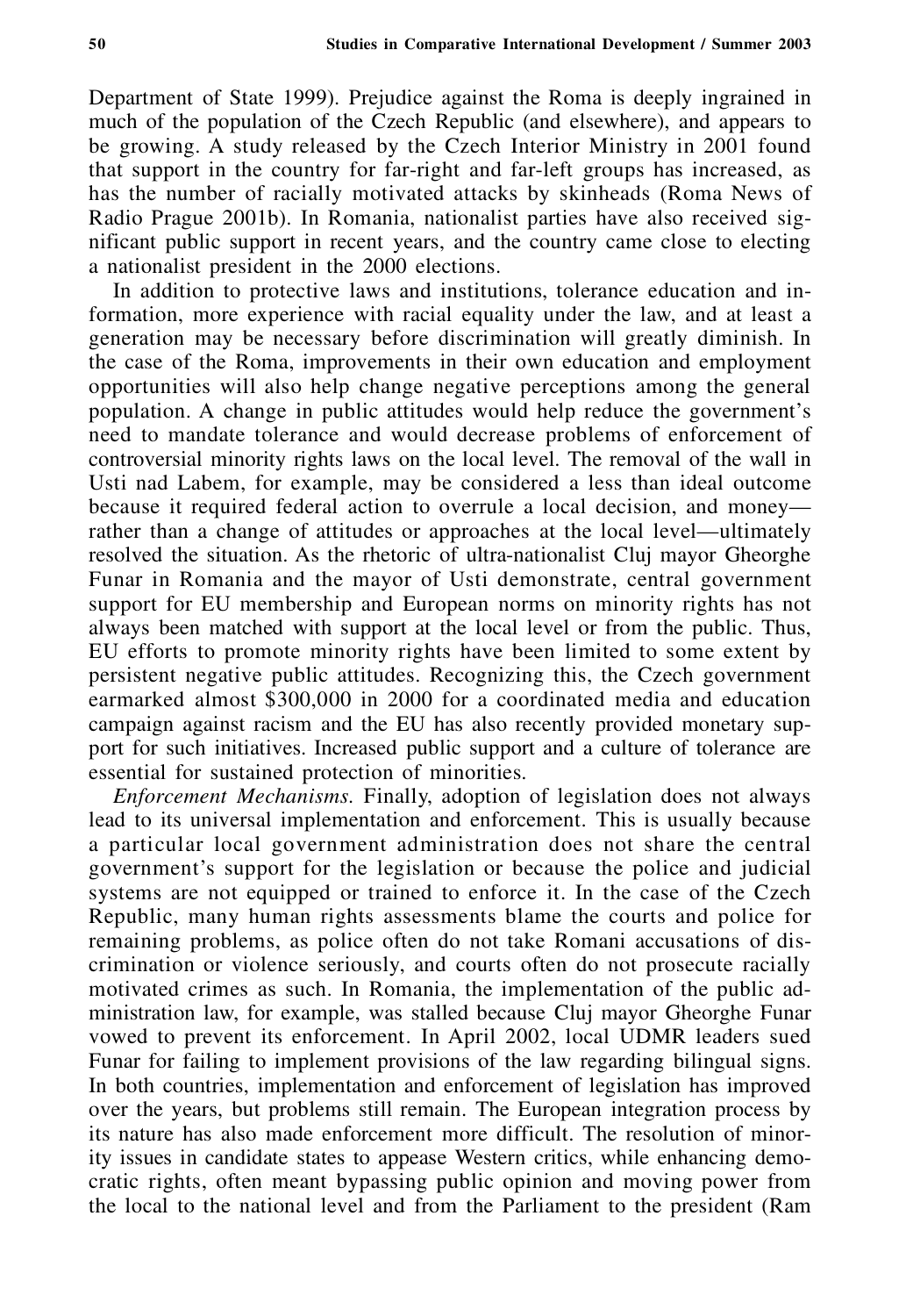Department of State 1999). Prejudice against the Roma is deeply ingrained in much of the population of the Czech Republic (and elsewhere), and appears to be growing. A study released by the Czech Interior Ministry in 2001 found that support in the country for far-right and far-left groups has increased, as has the number of racially motivated attacks by skinheads (Roma News of Radio Prague 2001b). In Romania, nationalist parties have also received significant public support in recent years, and the country came close to electing a nationalist president in the 2000 elections.

In addition to protective laws and institutions, tolerance education and information, more experience with racial equality under the law, and at least a generation may be necessary before discrimination will greatly diminish. In the case of the Roma, improvements in their own education and employment opportunities will also help change negative perceptions among the general population. A change in public attitudes would help reduce the government's need to mandate tolerance and would decrease problems of enforcement of controversial minority rights laws on the local level. The removal of the wall in Usti nad Labem, for example, may be considered a less than ideal outcome because it required federal action to overrule a local decision, and money—rather than a change of attitudes or approaches at the local level—ultimately resolved the situation. As the rhetoric of ultra-nationalist Cluj mayor Gheorghe Funar in Romania and the mayor of Usti demonstrate, central government support for EU membership and European norms on minority rights has not always been matched with support at the local level or from the public. Thus, EU efforts to promote minority rights have been limited to some extent by persistent negative public attitudes. Recognizing this, the Czech government earmarked almost $300,000 in 2000 for a coordinated media and education campaign against racism and the EU has also recently provided monetary support for such initiatives. Increased public support and a culture of tolerance are essential for sustained protection of minorities.

*Enforcement Mechanisms.* Finally, adoption of legislation does not always lead to its universal implementation and enforcement. This is usually because a particular local government administration does not share the central government's support for the legislation or because the police and judicial systems are not equipped or trained to enforce it. In the case of the Czech Republic, many human rights assessments blame the courts and police for remaining problems, as police often do not take Romani accusations of discrimination or violence seriously, and courts often do not prosecute racially motivated crimes as such. In Romania, the implementation of the public administration law, for example, was stalled because Cluj mayor Gheorghe Funar vowed to prevent its enforcement. In April 2002, local UDMR leaders sued Funar for failing to implement provisions of the law regarding bilingual signs. In both countries, implementation and enforcement of legislation has improved over the years, but problems still remain. The European integration process by its nature has also made enforcement more difficult. The resolution of minority issues in candidate states to appease Western critics, while enhancing democratic rights, often meant bypassing public opinion and moving power from the local to the national level and from the Parliament to the president (Ram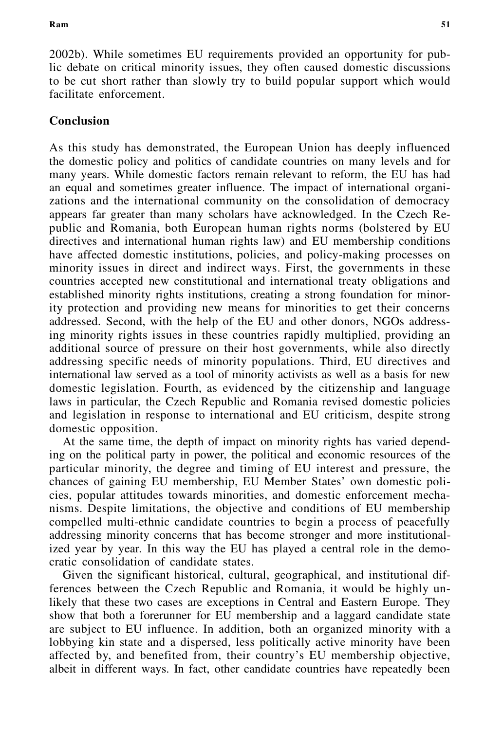2002b). While sometimes EU requirements provided an opportunity for public debate on critical minority issues, they often caused domestic discussions to be cut short rather than slowly try to build popular support which would facilitate enforcement.

## Conclusion

As this study has demonstrated, the European Union has deeply influenced the domestic policy and politics of candidate countries on many levels and for many years. While domestic factors remain relevant to reform, the EU has had an equal and sometimes greater influence. The impact of international organizations and the international community on the consolidation of democracy appears far greater than many scholars have acknowledged. In the Czech Republic and Romania, both European human rights norms (bolstered by EU directives and international human rights law) and EU membership conditions have affected domestic institutions, policies, and policy-making processes on minority issues in direct and indirect ways. First, the governments in these countries accepted new constitutional and international treaty obligations and established minority rights institutions, creating a strong foundation for minority protection and providing new means for minorities to get their concerns addressed. Second, with the help of the EU and other donors, NGOs addressing minority rights issues in these countries rapidly multiplied, providing an additional source of pressure on their host governments, while also directly addressing specific needs of minority populations. Third, EU directives and international law served as a tool of minority activists as well as a basis for new domestic legislation. Fourth, as evidenced by the citizenship and language laws in particular, the Czech Republic and Romania revised domestic policies and legislation in response to international and EU criticism, despite strong domestic opposition.

At the same time, the depth of impact on minority rights has varied depending on the political party in power, the political and economic resources of the particular minority, the degree and timing of EU interest and pressure, the chances of gaining EU membership, EU Member States' own domestic policies, popular attitudes towards minorities, and domestic enforcement mechanisms. Despite limitations, the objective and conditions of EU membership compelled multi-ethnic candidate countries to begin a process of peacefully addressing minority concerns that has become stronger and more institutionalized year by year. In this way the EU has played a central role in the democratic consolidation of candidate states.

Given the significant historical, cultural, geographical, and institutional differences between the Czech Republic and Romania, it would be highly unlikely that these two cases are exceptions in Central and Eastern Europe. They show that both a forerunner for EU membership and a laggard candidate state are subject to EU influence. In addition, both an organized minority with a lobbying kin state and a dispersed, less politically active minority have been affected by, and benefited from, their country's EU membership objective, albeit in different ways. In fact, other candidate countries have repeatedly been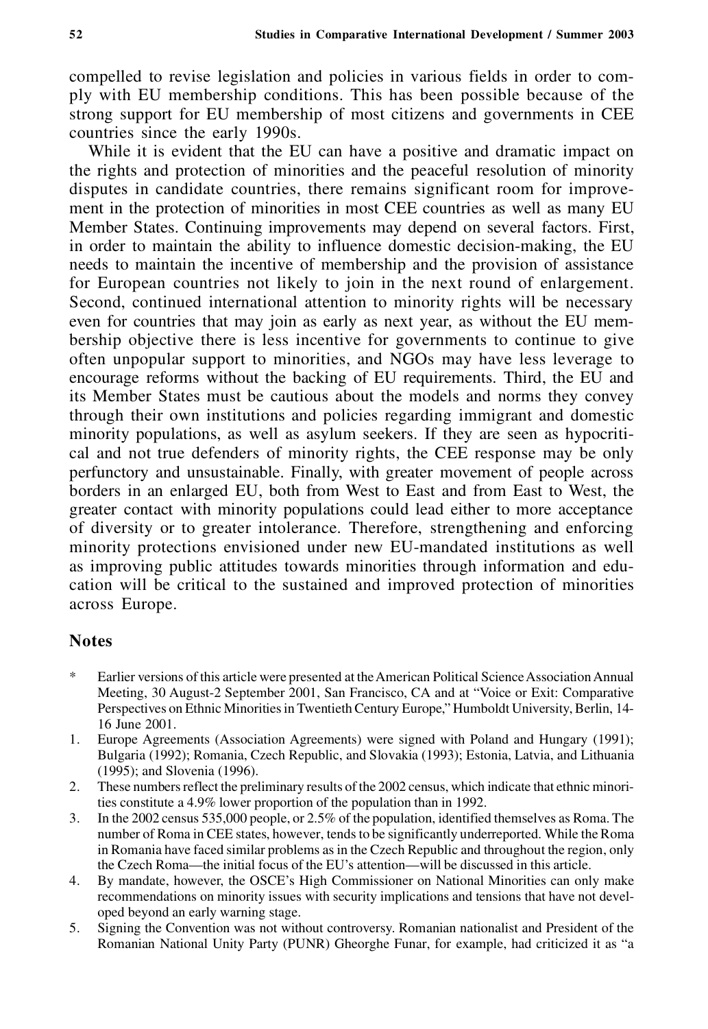compelled to revise legislation and policies in various fields in order to comply with EU membership conditions. This has been possible because of the strong support for EU membership of most citizens and governments in CEE countries since the early 1990s.

While it is evident that the EU can have a positive and dramatic impact on the rights and protection of minorities and the peaceful resolution of minority disputes in candidate countries, there remains significant room for improvement in the protection of minorities in most CEE countries as well as many EU Member States. Continuing improvements may depend on several factors. First, in order to maintain the ability to influence domestic decision-making, the EU needs to maintain the incentive of membership and the provision of assistance for European countries not likely to join in the next round of enlargement. Second, continued international attention to minority rights will be necessary even for countries that may join as early as next year, as without the EU membership objective there is less incentive for governments to continue to give often unpopular support to minorities, and NGOs may have less leverage to encourage reforms without the backing of EU requirements. Third, the EU and its Member States must be cautious about the models and norms they convey through their own institutions and policies regarding immigrant and domestic minority populations, as well as asylum seekers. If they are seen as hypocritical and not true defenders of minority rights, the CEE response may be only perfunctory and unsustainable. Finally, with greater movement of people across borders in an enlarged EU, both from West to East and from East to West, the greater contact with minority populations could lead either to more acceptance of diversity or to greater intolerance. Therefore, strengthening and enforcing minority protections envisioned under new EU-mandated institutions as well as improving public attitudes towards minorities through information and education will be critical to the sustained and improved protection of minorities across Europe.

## Notes

\* Earlier versions of this article were presented at the American Political Science Association Annual Meeting, 30 August-2 September 2001, San Francisco, CA and at "Voice or Exit: Comparative Perspectives on Ethnic Minorities in Twentieth Century Europe," Humboldt University, Berlin, 14-16 June 2001.

1. Europe Agreements (Association Agreements) were signed with Poland and Hungary (1991); Bulgaria (1992); Romania, Czech Republic, and Slovakia (1993); Estonia, Latvia, and Lithuania (1995); and Slovenia (1996).
2. These numbers reflect the preliminary results of the 2002 census, which indicate that ethnic minorities constitute a 4.9% lower proportion of the population than in 1992.
3. In the 2002 census 535,000 people, or 2.5% of the population, identified themselves as Roma. The number of Roma in CEE states, however, tends to be significantly underreported. While the Roma in Romania have faced similar problems as in the Czech Republic and throughout the region, only the Czech Roma—the initial focus of the EU's attention—will be discussed in this article.
4. By mandate, however, the OSCE's High Commissioner on National Minorities can only make recommendations on minority issues with security implications and tensions that have not developed beyond an early warning stage.
5. Signing the Convention was not without controversy. Romanian nationalist and President of the Romanian National Unity Party (PUNR) Gheorghe Funar, for example, had criticized it as "a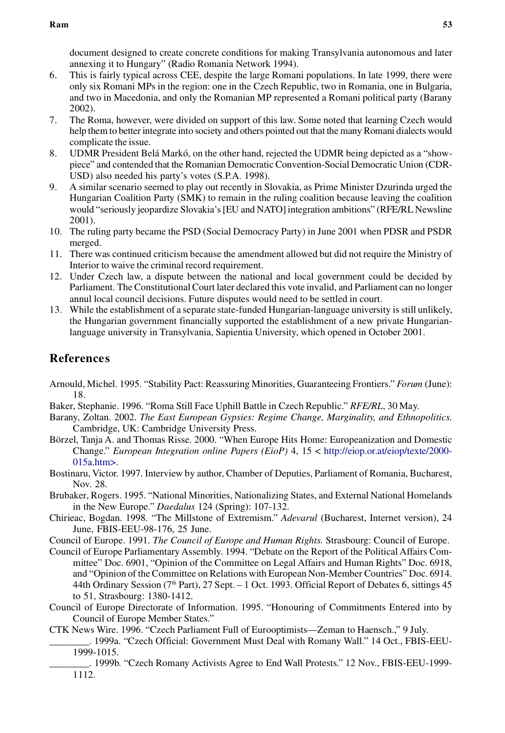document designed to create concrete conditions for making Transylvania autonomous and later annexing it to Hungary" (Radio Romania Network 1994).

6. This is fairly typical across CEE, despite the large Romani populations. In late 1999, there were only six Romani MPs in the region: one in the Czech Republic, two in Romania, one in Bulgaria, and two in Macedonia, and only the Romanian MP represented a Romani political party (Barany 2002).
7. The Roma, however, were divided on support of this law. Some noted that learning Czech would help them to better integrate into society and others pointed out that the many Romani dialects would complicate the issue.
8. UDMR President Belá Markó, on the other hand, rejected the UDMR being depicted as a "show-piece" and contended that the Romanian Democratic Convention-Social Democratic Union (CDR-USD) also needed his party's votes (S.P.A. 1998).
9. A similar scenario seemed to play out recently in Slovakia, as Prime Minister Dzurinda urged the Hungarian Coalition Party (SMK) to remain in the ruling coalition because leaving the coalition would "seriously jeopardize Slovakia's [EU and NATO] integration ambitions" (RFE/RL Newsline 2001).
10. The ruling party became the PSD (Social Democracy Party) in June 2001 when PDSR and PSDR merged.
11. There was continued criticism because the amendment allowed but did not require the Ministry of Interior to waive the criminal record requirement.
12. Under Czech law, a dispute between the national and local government could be decided by Parliament. The Constitutional Court later declared this vote invalid, and Parliament can no longer annul local council decisions. Future disputes would need to be settled in court.
13. While the establishment of a separate state-funded Hungarian-language university is still unlikely, the Hungarian government financially supported the establishment of a new private Hungarian-language university in Transylvania, Sapientia University, which opened in October 2001.

## References

Arnould, Michel. 1995. "Stability Pact: Reassuring Minorities, Guaranteeing Frontiers." *Forum* (June): 18.

Baker, Stephanie. 1996. "Roma Still Face Uphill Battle in Czech Republic." *RFE/RL*, 30 May.

Barany, Zoltan. 2002. *The East European Gypsies: Regime Change, Marginality, and Ethnopolitics.* Cambridge, UK: Cambridge University Press.

Börzel, Tanja A. and Thomas Risse. 2000. "When Europe Hits Home: Europeanization and Domestic Change." *European Integration online Papers (EioP)* 4, 15 < http://eiop.or.at/eiop/texte/2000-015a.htm>.

Bostinaru, Victor. 1997. Interview by author, Chamber of Deputies, Parliament of Romania, Bucharest, Nov. 28.

Brubaker, Rogers. 1995. "National Minorities, Nationalizing States, and External National Homelands in the New Europe." *Daedalus* 124 (Spring): 107-132.

Chirieac, Bogdan. 1998. "The Millstone of Extremism." *Adevarul* (Bucharest, Internet version), 24 June, FBIS-EEU-98-176, 25 June.

Council of Europe. 1991. *The Council of Europe and Human Rights.* Strasbourg: Council of Europe.

Council of Europe Parliamentary Assembly. 1994. "Debate on the Report of the Political Affairs Committee" Doc. 6901, "Opinion of the Committee on Legal Affairs and Human Rights" Doc. 6918, and "Opinion of the Committee on Relations with European Non-Member Countries" Doc. 6914. 44th Ordinary Session (7th Part), 27 Sept. – 1 Oct. 1993. Official Report of Debates 6, sittings 45 to 51, Strasbourg: 1380-1412.

Council of Europe Directorate of Information. 1995. "Honouring of Commitments Entered into by Council of Europe Member States."

CTK News Wire. 1996. "Czech Parliament Full of Eurooptimists—Zeman to Haensch.," 9 July.

________. 1999a. "Czech Official: Government Must Deal with Romany Wall." 14 Oct., FBIS-EEU-1999-1015.

________. 1999b. "Czech Romany Activists Agree to End Wall Protests." 12 Nov., FBIS-EEU-1999-1112.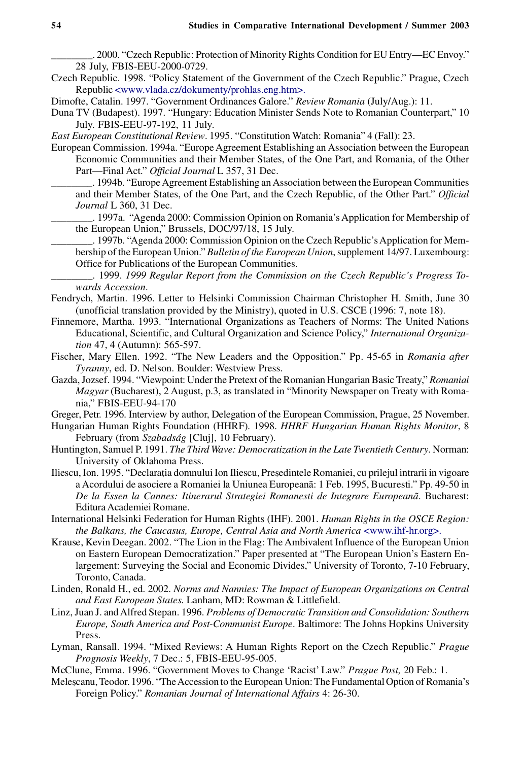________. 2000. "Czech Republic: Protection of Minority Rights Condition for EU Entry—EC Envoy." 28 July, FBIS-EEU-2000-0729.

Czech Republic. 1998. "Policy Statement of the Government of the Czech Republic." Prague, Czech Republic <www.vlada.cz/dokumenty/prohlas.eng.htm>.

Dimofte, Catalin. 1997. "Government Ordinances Galore." *Review Romania* (July/Aug.): 11.

Duna TV (Budapest). 1997. "Hungary: Education Minister Sends Note to Romanian Counterpart," 10 July. FBIS-EEU-97-192, 11 July.

*East European Constitutional Review*. 1995. "Constitution Watch: Romania" 4 (Fall): 23.

European Commission. 1994a. "Europe Agreement Establishing an Association between the European Economic Communities and their Member States, of the One Part, and Romania, of the Other Part—Final Act." *Official Journal* L 357, 31 Dec.

________. 1994b. "Europe Agreement Establishing an Association between the European Communities and their Member States, of the One Part, and the Czech Republic, of the Other Part." *Official Journal* L 360, 31 Dec.

________. 1997a. "Agenda 2000: Commission Opinion on Romania's Application for Membership of the European Union," Brussels, DOC/97/18, 15 July.

________. 1997b. "Agenda 2000: Commission Opinion on the Czech Republic's Application for Membership of the European Union." *Bulletin of the European Union*, supplement 14/97. Luxembourg: Office for Publications of the European Communities.

________. 1999. *1999 Regular Report from the Commission on the Czech Republic's Progress Towards Accession*.

Fendrych, Martin. 1996. Letter to Helsinki Commission Chairman Christopher H. Smith, June 30 (unofficial translation provided by the Ministry), quoted in U.S. CSCE (1996: 7, note 18).

Finnemore, Martha. 1993. "International Organizations as Teachers of Norms: The United Nations Educational, Scientific, and Cultural Organization and Science Policy," *International Organization* 47, 4 (Autumn): 565-597.

Fischer, Mary Ellen. 1992. "The New Leaders and the Opposition." Pp. 45-65 in *Romania after Tyranny*, ed. D. Nelson. Boulder: Westview Press.

Gazda, Jozsef. 1994. "Viewpoint: Under the Pretext of the Romanian Hungarian Basic Treaty," *Romaniai Magyar* (Bucharest), 2 August, p.3, as translated in "Minority Newspaper on Treaty with Romania," FBIS-EEU-94-170

Greger, Petr. 1996. Interview by author, Delegation of the European Commission, Prague, 25 November.

Hungarian Human Rights Foundation (HHRF). 1998. *HHRF Hungarian Human Rights Monitor*, 8 February (from *Szabadság* [Cluj], 10 February).

Huntington, Samuel P. 1991. *The Third Wave: Democratization in the Late Twentieth Century*. Norman: University of Oklahoma Press.

Iliescu, Ion. 1995. "Declarația domnului Ion Iliescu, Președintele Romaniei, cu prilejul intrarii in vigoare a Acordului de asociere a Romaniei la Uniunea Europeanã: 1 Feb. 1995, Bucuresti." Pp. 49-50 in *De la Essen la Cannes: Itinerarul Strategiei Romanesti de Integrare Europeanã*. Bucharest: Editura Academiei Romane.

International Helsinki Federation for Human Rights (IHF). 2001. *Human Rights in the OSCE Region: the Balkans, the Caucasus, Europe, Central Asia and North America* <www.ihf-hr.org>.

Krause, Kevin Deegan. 2002. "The Lion in the Flag: The Ambivalent Influence of the European Union on Eastern European Democratization." Paper presented at "The European Union's Eastern Enlargement: Surveying the Social and Economic Divides," University of Toronto, 7-10 February, Toronto, Canada.

Linden, Ronald H., ed. 2002. *Norms and Nannies: The Impact of European Organizations on Central and East European States.* Lanham, MD: Rowman & Littlefield.

Linz, Juan J. and Alfred Stepan. 1996. *Problems of Democratic Transition and Consolidation: Southern Europe, South America and Post-Communist Europe*. Baltimore: The Johns Hopkins University Press.

Lyman, Ransall. 1994. "Mixed Reviews: A Human Rights Report on the Czech Republic." *Prague Prognosis Weekly*, 7 Dec.: 5, FBIS-EEU-95-005.

McClune, Emma. 1996. "Government Moves to Change 'Racist' Law." *Prague Post,* 20 Feb.: 1.

Meleșcanu, Teodor. 1996. "The Accession to the European Union: The Fundamental Option of Romania's Foreign Policy." *Romanian Journal of International Affairs* 4: 26-30.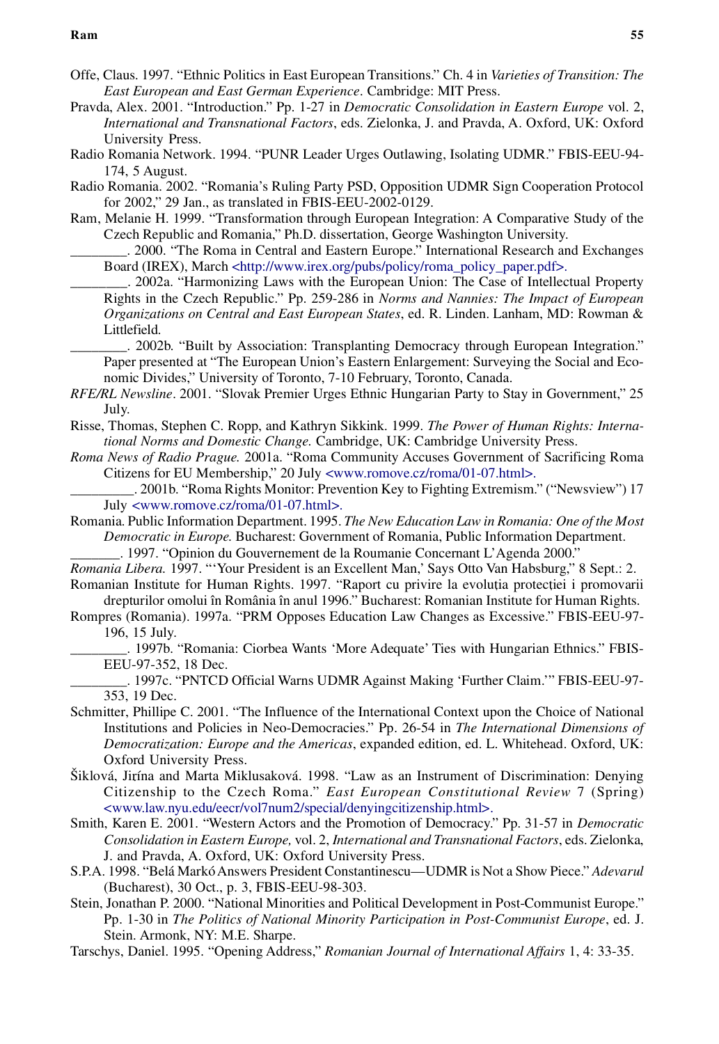Offe, Claus. 1997. "Ethnic Politics in East European Transitions." Ch. 4 in *Varieties of Transition: The East European and East German Experience*. Cambridge: MIT Press.

Pravda, Alex. 2001. "Introduction." Pp. 1-27 in *Democratic Consolidation in Eastern Europe* vol. 2, *International and Transnational Factors*, eds. Zielonka, J. and Pravda, A. Oxford, UK: Oxford University Press.

Radio Romania Network. 1994. "PUNR Leader Urges Outlawing, Isolating UDMR." FBIS-EEU-94-174, 5 August.

Radio Romania. 2002. "Romania's Ruling Party PSD, Opposition UDMR Sign Cooperation Protocol for 2002," 29 Jan., as translated in FBIS-EEU-2002-0129.

Ram, Melanie H. 1999. "Transformation through European Integration: A Comparative Study of the Czech Republic and Romania," Ph.D. dissertation, George Washington University.

________. 2000. "The Roma in Central and Eastern Europe." International Research and Exchanges Board (IREX), March <http://www.irex.org/pubs/policy/roma_policy_paper.pdf>.

________. 2002a. "Harmonizing Laws with the European Union: The Case of Intellectual Property Rights in the Czech Republic." Pp. 259-286 in *Norms and Nannies: The Impact of European Organizations on Central and East European States*, ed. R. Linden. Lanham, MD: Rowman & Littlefield.

________. 2002b. "Built by Association: Transplanting Democracy through European Integration." Paper presented at "The European Union's Eastern Enlargement: Surveying the Social and Economic Divides," University of Toronto, 7-10 February, Toronto, Canada.

*RFE/RL Newsline*. 2001. "Slovak Premier Urges Ethnic Hungarian Party to Stay in Government," 25 July.

Risse, Thomas, Stephen C. Ropp, and Kathryn Sikkink. 1999. *The Power of Human Rights: International Norms and Domestic Change.* Cambridge, UK: Cambridge University Press.

*Roma News of Radio Prague.* 2001a. "Roma Community Accuses Government of Sacrificing Roma Citizens for EU Membership," 20 July <www.romove.cz/roma/01-07.html>.

_________. 2001b. "Roma Rights Monitor: Prevention Key to Fighting Extremism." ("Newsview") 17 July <www.romove.cz/roma/01-07.html>.

Romania. Public Information Department. 1995. *The New Education Law in Romania: One of the Most Democratic in Europe.* Bucharest: Government of Romania, Public Information Department.

_______. 1997. "Opinion du Gouvernement de la Roumanie Concernant L'Agenda 2000."

*Romania Libera.* 1997. "'Your President is an Excellent Man,' Says Otto Van Habsburg," 8 Sept.: 2.

Romanian Institute for Human Rights. 1997. "Raport cu privire la evoluția protecției i promovarii drepturilor omului în România în anul 1996." Bucharest: Romanian Institute for Human Rights.

Rompres (Romania). 1997a. "PRM Opposes Education Law Changes as Excessive." FBIS-EEU-97-196, 15 July.

________. 1997b. "Romania: Ciorbea Wants 'More Adequate' Ties with Hungarian Ethnics." FBIS-EEU-97-352, 18 Dec.

________. 1997c. "PNTCD Official Warns UDMR Against Making 'Further Claim.'" FBIS-EEU-97-353, 19 Dec.

Schmitter, Phillipe C. 2001. "The Influence of the International Context upon the Choice of National Institutions and Policies in Neo-Democracies." Pp. 26-54 in *The International Dimensions of Democratization: Europe and the Americas*, expanded edition, ed. L. Whitehead. Oxford, UK: Oxford University Press.

Šiklová, Jiřína and Marta Miklusaková. 1998. "Law as an Instrument of Discrimination: Denying Citizenship to the Czech Roma." *East European Constitutional Review* 7 (Spring) <www.law.nyu.edu/eecr/vol7num2/special/denyingcitizenship.html>.

Smith, Karen E. 2001. "Western Actors and the Promotion of Democracy." Pp. 31-57 in *Democratic Consolidation in Eastern Europe,* vol. 2, *International and Transnational Factors*, eds. Zielonka, J. and Pravda, A. Oxford, UK: Oxford University Press.

S.P.A. 1998. "Belá Markó Answers President Constantinescu—UDMR is Not a Show Piece." *Adevarul* (Bucharest), 30 Oct., p. 3, FBIS-EEU-98-303.

Stein, Jonathan P. 2000. "National Minorities and Political Development in Post-Communist Europe." Pp. 1-30 in *The Politics of National Minority Participation in Post-Communist Europe*, ed. J. Stein. Armonk, NY: M.E. Sharpe.

Tarschys, Daniel. 1995. "Opening Address," *Romanian Journal of International Affairs* 1, 4: 33-35.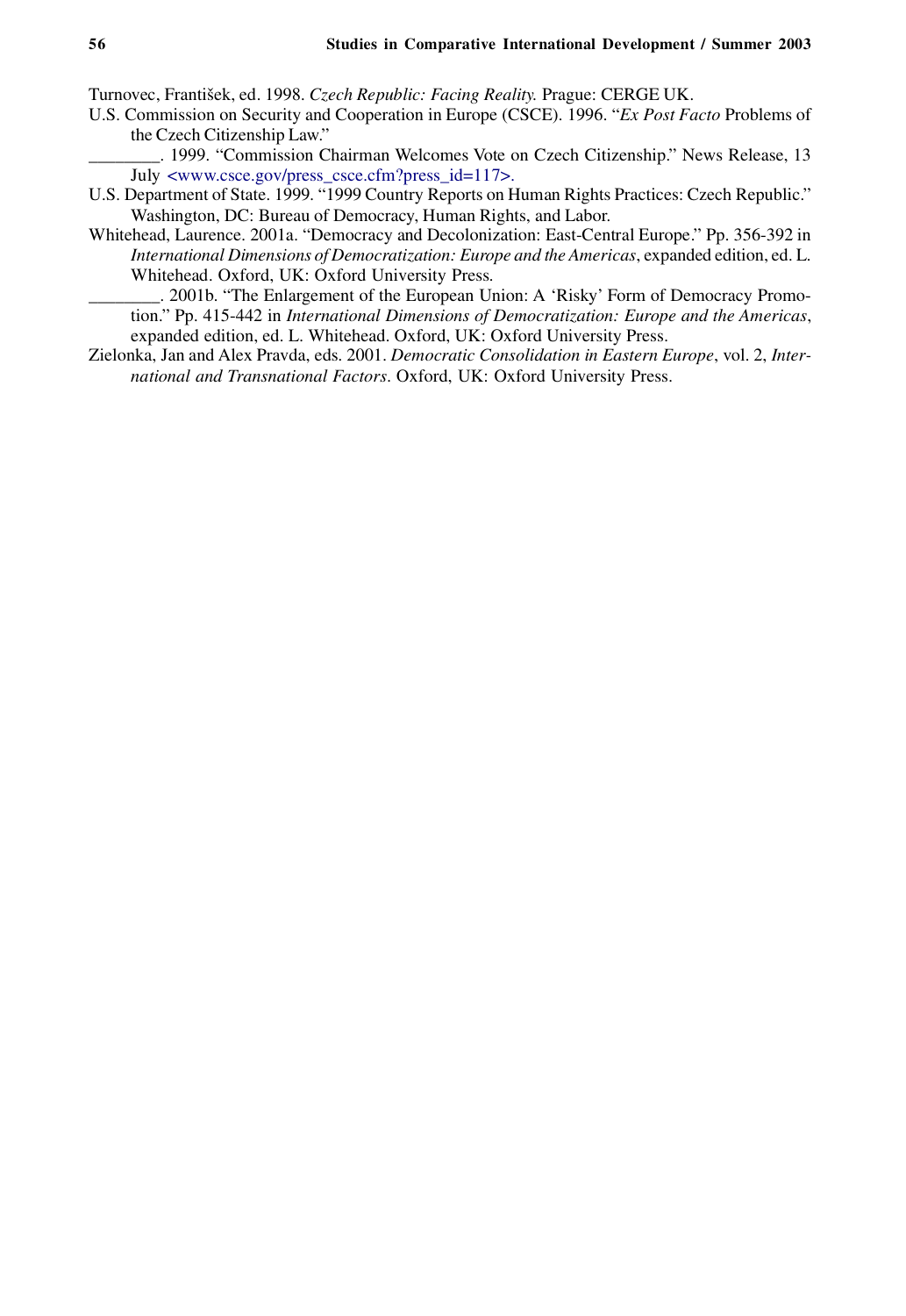Turnovec, František, ed. 1998. *Czech Republic: Facing Reality.* Prague: CERGE UK.

U.S. Commission on Security and Cooperation in Europe (CSCE). 1996. "*Ex Post Facto* Problems of the Czech Citizenship Law."

________. 1999. "Commission Chairman Welcomes Vote on Czech Citizenship." News Release, 13 July <www.csce.gov/press_csce.cfm?press_id=117>.

U.S. Department of State. 1999. "1999 Country Reports on Human Rights Practices: Czech Republic." Washington, DC: Bureau of Democracy, Human Rights, and Labor.

Whitehead, Laurence. 2001a. "Democracy and Decolonization: East-Central Europe." Pp. 356-392 in *International Dimensions of Democratization: Europe and the Americas*, expanded edition, ed. L. Whitehead. Oxford, UK: Oxford University Press.

________. 2001b. "The Enlargement of the European Union: A 'Risky' Form of Democracy Promotion." Pp. 415-442 in *International Dimensions of Democratization: Europe and the Americas*, expanded edition, ed. L. Whitehead. Oxford, UK: Oxford University Press.

Zielonka, Jan and Alex Pravda, eds. 2001. *Democratic Consolidation in Eastern Europe*, vol. 2, *International and Transnational Factors*. Oxford, UK: Oxford University Press.